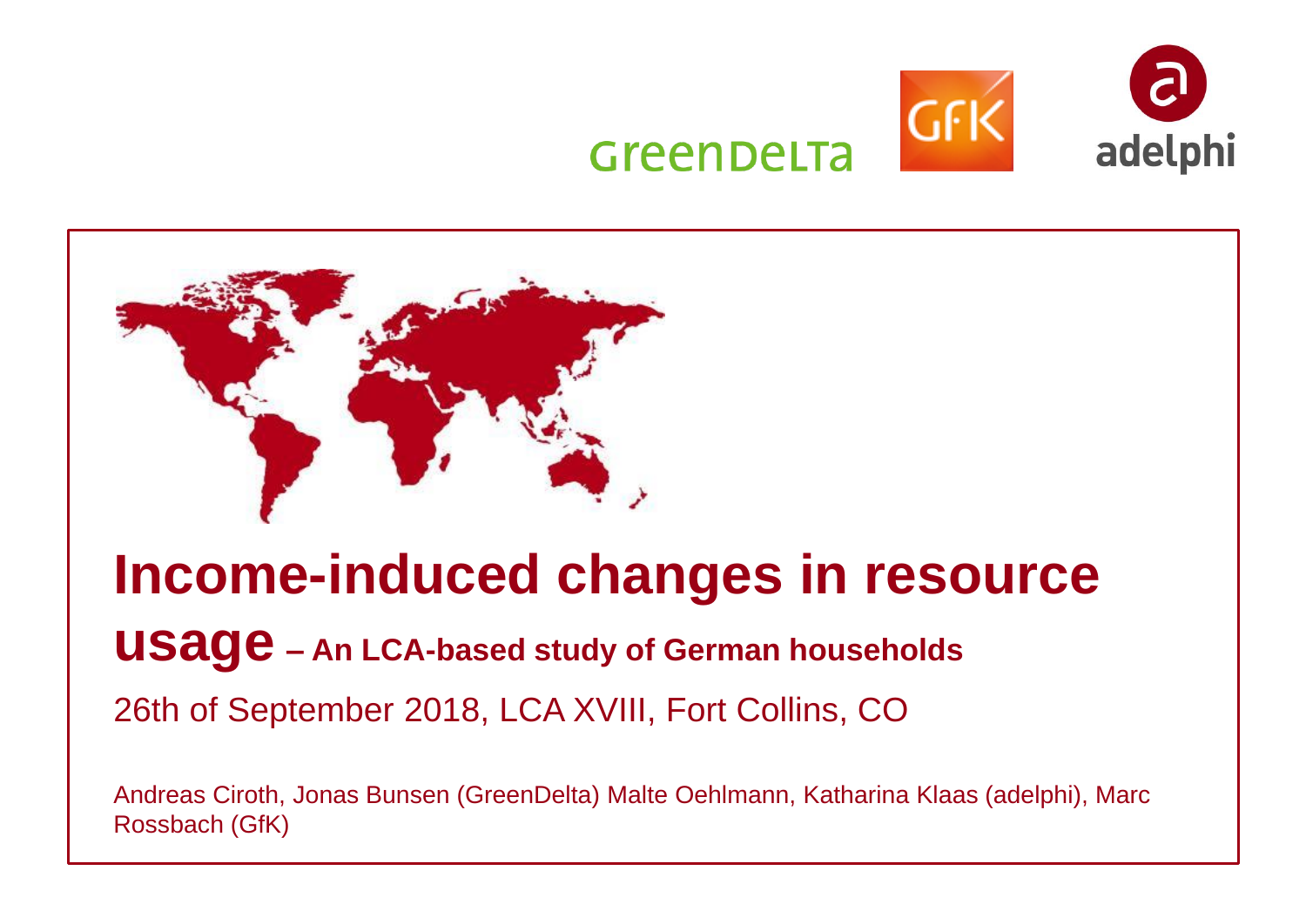GreenDelta GfK adelphi

# Income-induced changes in resource usage – An LCA-based study of German households

26th of September 2018, LCA XVIII, Fort Collins, CO

Andreas Ciroth, Jonas Bunsen (GreenDelta) Malte Oehlmann, Katharina Klaas (adelphi), Marc Rossbach (GfK)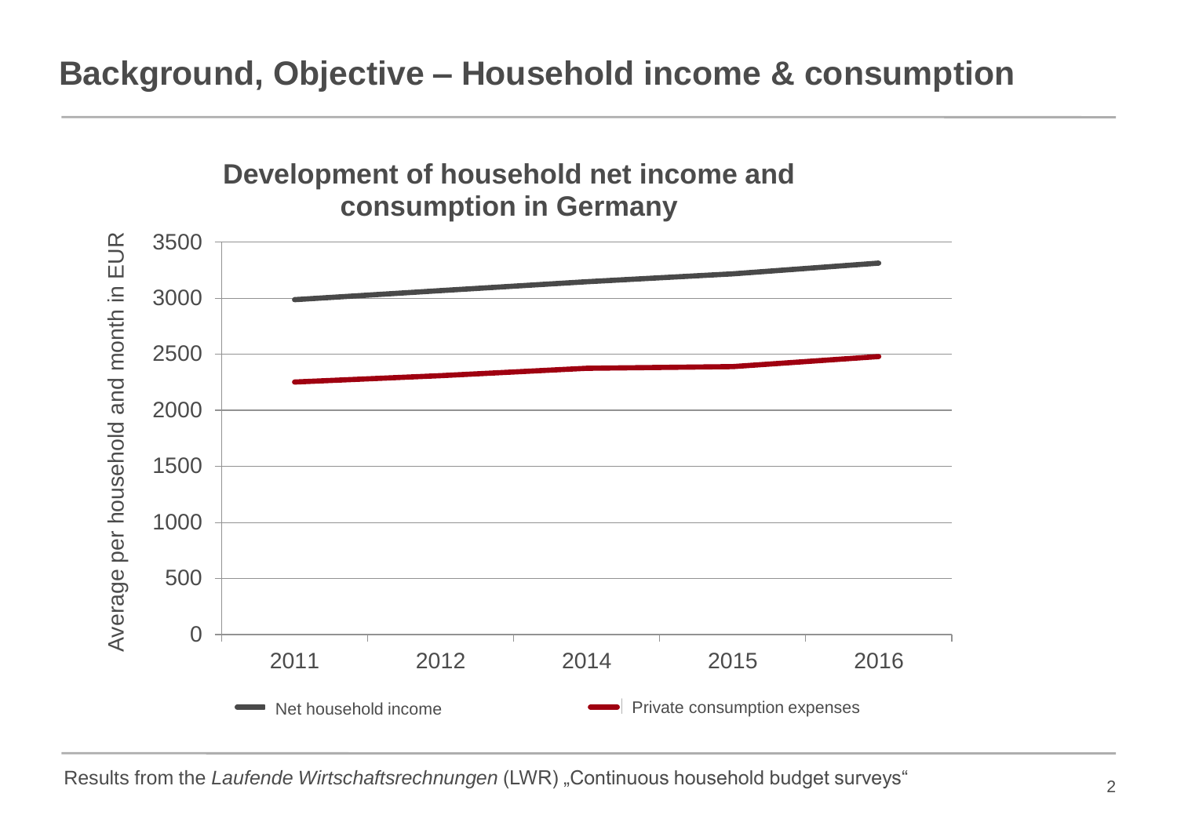# Background, Objective – Household income & consumption

**Development of household net income and consumption in Germany**

Average per household and month in EUR

| Year | Net household income | Private consumption expenses |
|---|---|---|
| 2011 | ~2990 | ~2250 |
| 2012 | ~3070 | ~2310 |
| 2014 | ~3150 | ~2370 |
| 2015 | ~3220 | ~2390 |
| 2016 | ~3310 | ~2480 |

Results from the *Laufende Wirtschaftsrechnungen* (LWR) „Continuous household budget surveys"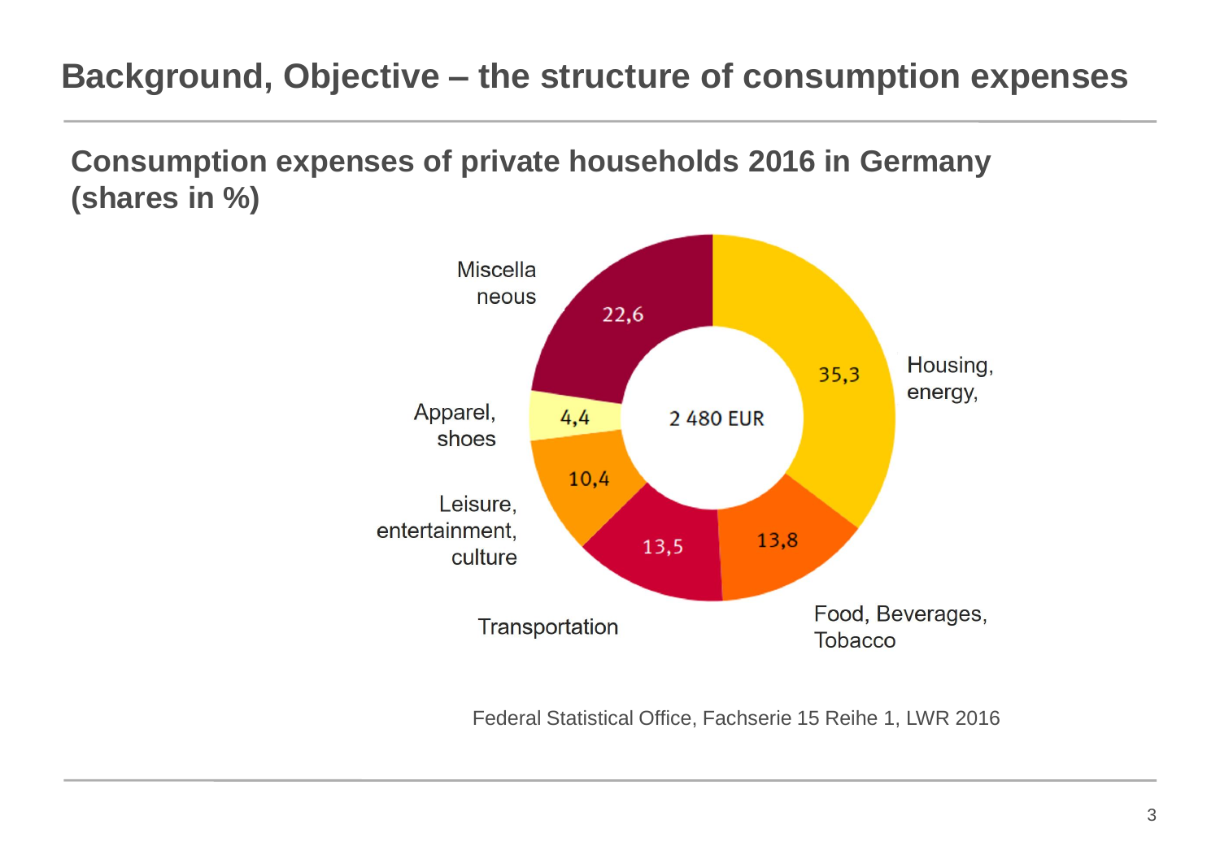# Background, Objective – the structure of consumption expenses

## Consumption expenses of private households 2016 in Germany (shares in %)

| Category | Share (%) |
| --- | --- |
| Housing, energy, | 35,3 |
| Food, Beverages, Tobacco | 13,8 |
| Transportation | 13,5 |
| Leisure, entertainment, culture | 10,4 |
| Apparel, shoes | 4,4 |
| Miscellaneous | 22,6 |

2 480 EUR

Federal Statistical Office, Fachserie 15 Reihe 1, LWR 2016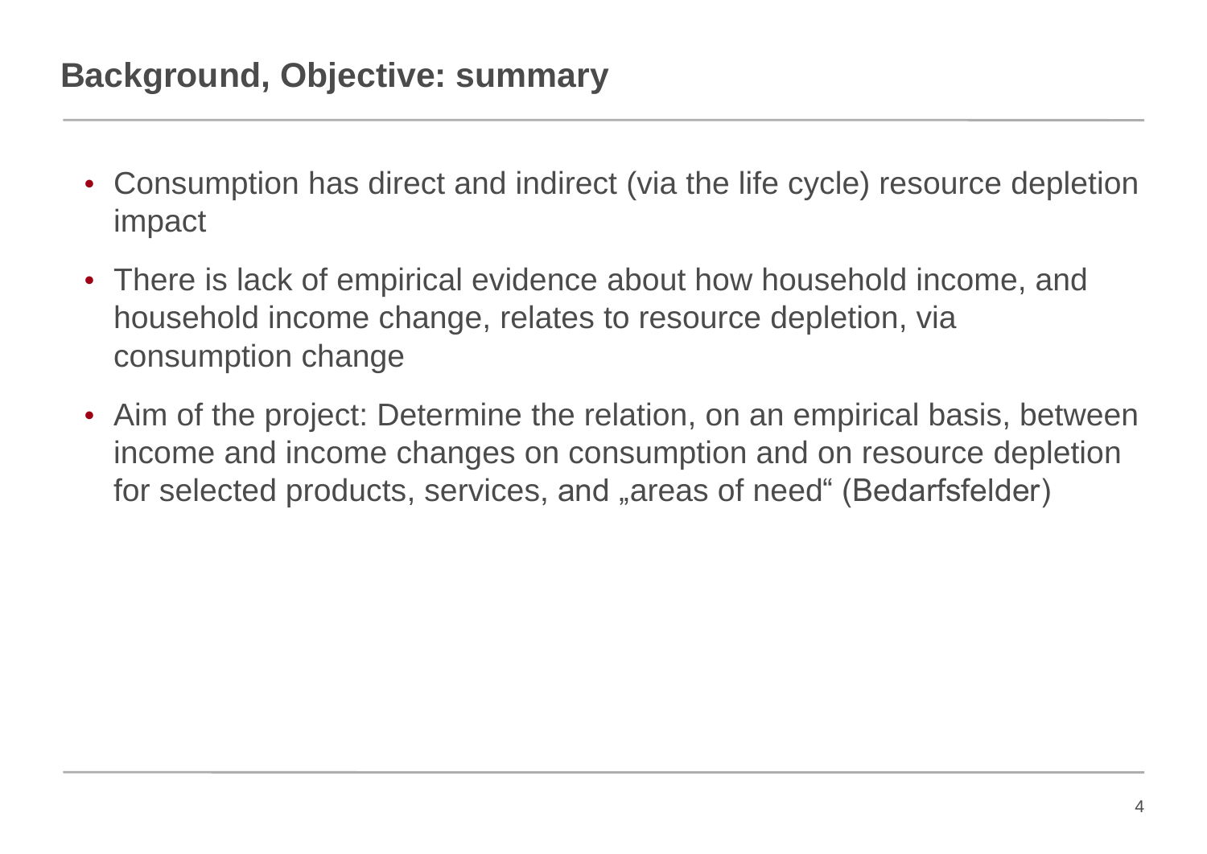# Background, Objective: summary

- Consumption has direct and indirect (via the life cycle) resource depletion impact
- There is lack of empirical evidence about how household income, and household income change, relates to resource depletion, via consumption change
- Aim of the project: Determine the relation, on an empirical basis, between income and income changes on consumption and on resource depletion for selected products, services, and „areas of need“ (Bedarfsfelder)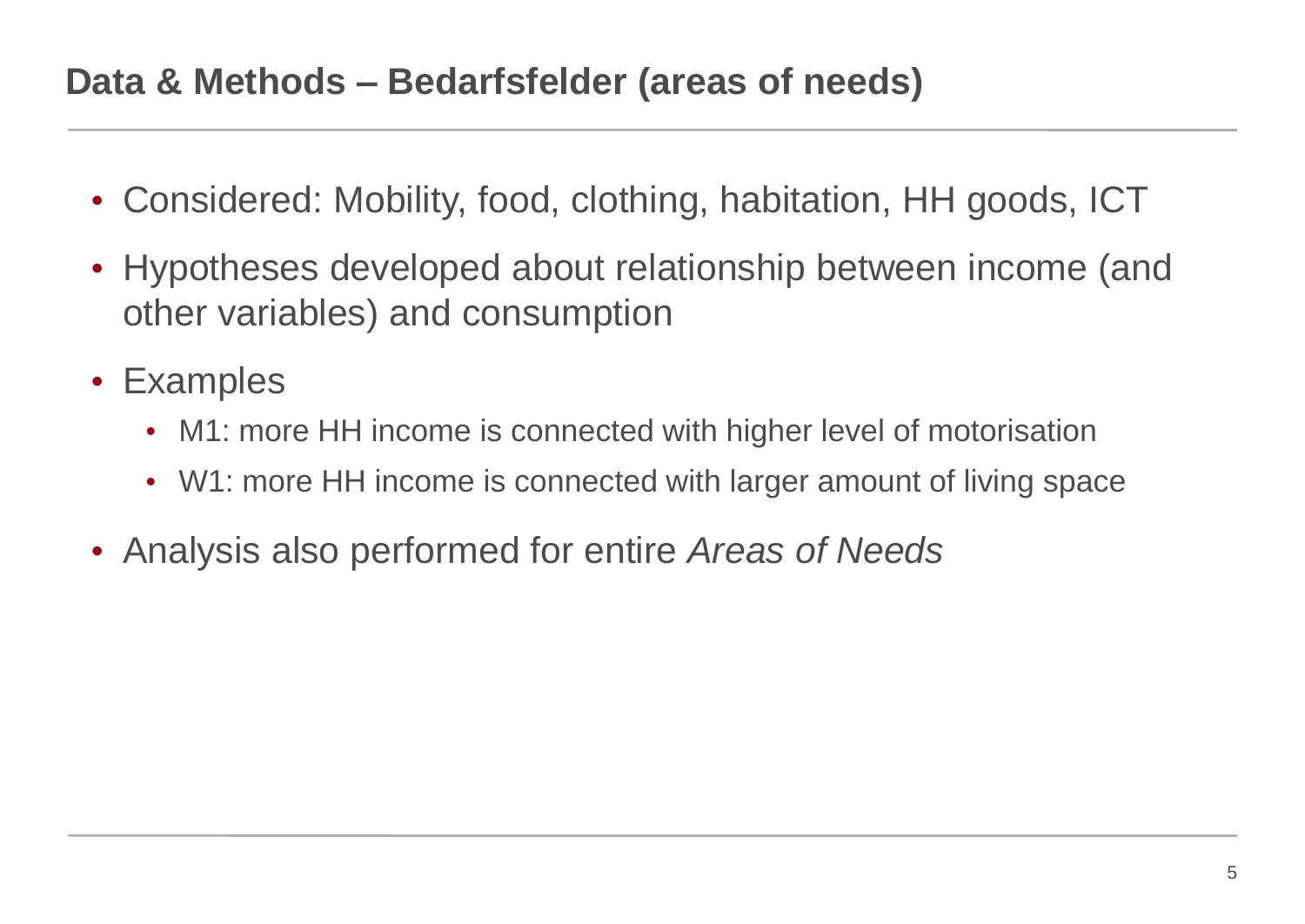## Data & Methods – Bedarfsfelder (areas of needs)

- Considered: Mobility, food, clothing, habitation, HH goods, ICT
- Hypotheses developed about relationship between income (and other variables) and consumption
- Examples
  - M1: more HH income is connected with higher level of motorisation
  - W1: more HH income is connected with larger amount of living space
- Analysis also performed for entire *Areas of Needs*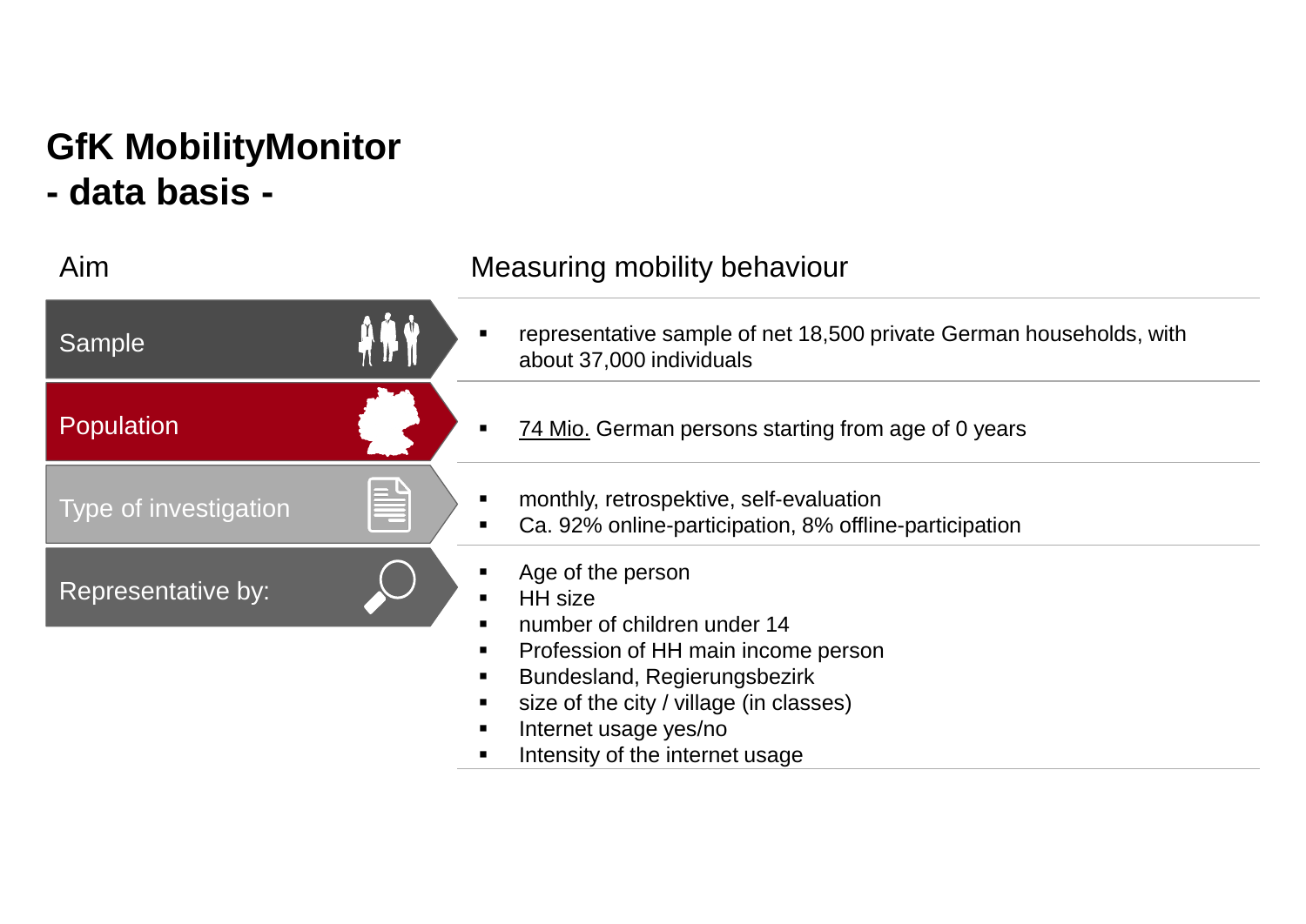# GfK MobilityMonitor
# - data basis -

| Aim | Measuring mobility behaviour |
|---|---|
| Sample | ▪ representative sample of net 18,500 private German households, with about 37,000 individuals |
| Population | ▪ 74 Mio. German persons starting from age of 0 years |
| Type of investigation | ▪ monthly, retrospektive, self-evaluation<br>▪ Ca. 92% online-participation, 8% offline-participation |
| Representative by: | ▪ Age of the person<br>▪ HH size<br>▪ number of children under 14<br>▪ Profession of HH main income person<br>▪ Bundesland, Regierungsbezirk<br>▪ size of the city / village (in classes)<br>▪ Internet usage yes/no<br>▪ Intensity of the internet usage |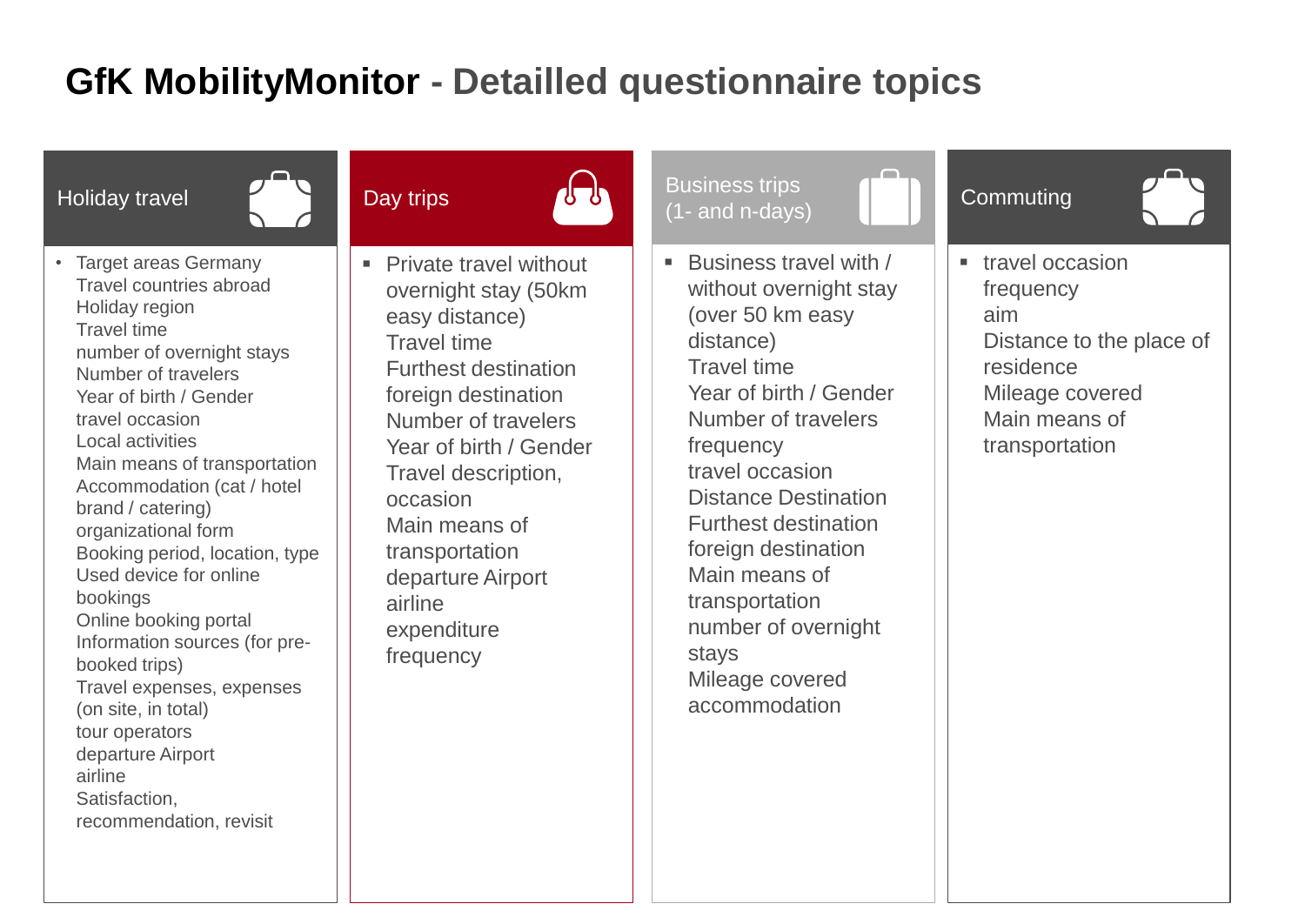# GfK MobilityMonitor - Detailled questionnaire topics

## Holiday travel

- Target areas Germany
  Travel countries abroad
  Holiday region
  Travel time
  number of overnight stays
  Number of travelers
  Year of birth / Gender
  travel occasion
  Local activities
  Main means of transportation
  Accommodation (cat / hotel brand / catering)
  organizational form
  Booking period, location, type
  Used device for online bookings
  Online booking portal
  Information sources (for pre-booked trips)
  Travel expenses, expenses (on site, in total)
  tour operators
  departure Airport
  airline
  Satisfaction, recommendation, revisit

## Day trips

- Private travel without overnight stay (50km easy distance)
  Travel time
  Furthest destination
  foreign destination
  Number of travelers
  Year of birth / Gender
  Travel description, occasion
  Main means of transportation
  departure Airport
  airline
  expenditure
  frequency

## Business trips (1- and n-days)

- Business travel with / without overnight stay (over 50 km easy distance)
  Travel time
  Year of birth / Gender
  Number of travelers
  frequency
  travel occasion
  Distance Destination
  Furthest destination
  foreign destination
  Main means of transportation
  number of overnight stays
  Mileage covered
  accommodation

## Commuting

- travel occasion
  frequency
  aim
  Distance to the place of residence
  Mileage covered
  Main means of transportation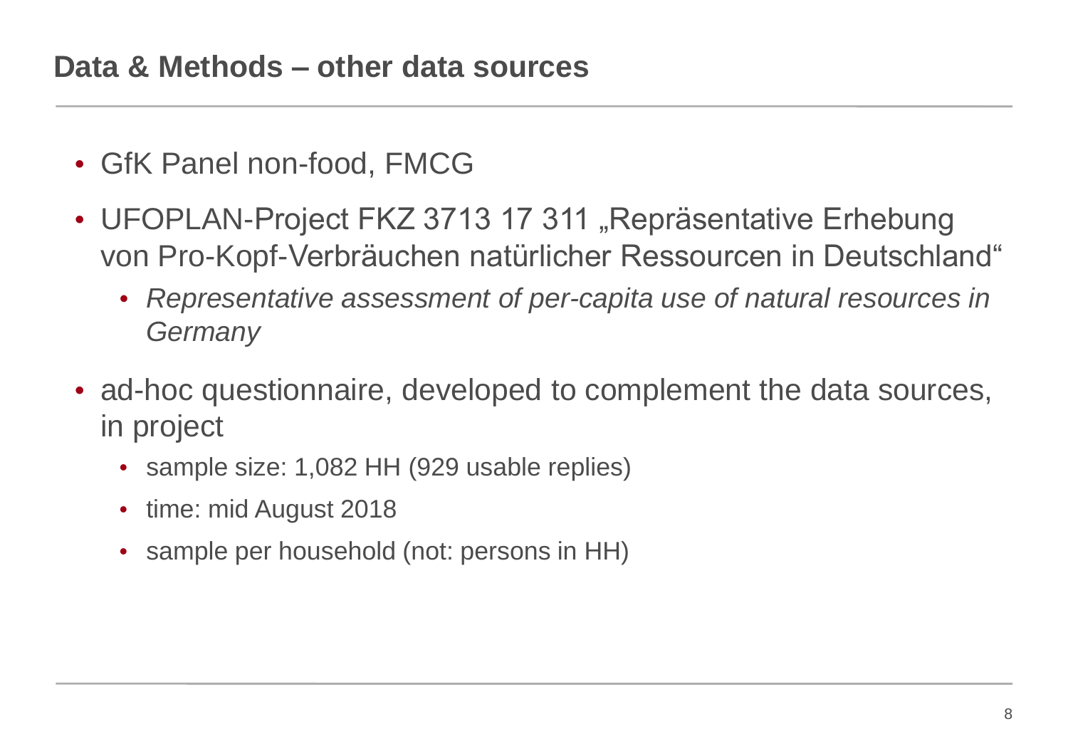## Data & Methods – other data sources

- GfK Panel non-food, FMCG
- UFOPLAN-Project FKZ 3713 17 311 „Repräsentative Erhebung von Pro-Kopf-Verbräuchen natürlicher Ressourcen in Deutschland"
  - *Representative assessment of per-capita use of natural resources in Germany*
- ad-hoc questionnaire, developed to complement the data sources, in project
  - sample size: 1,082 HH (929 usable replies)
  - time: mid August 2018
  - sample per household (not: persons in HH)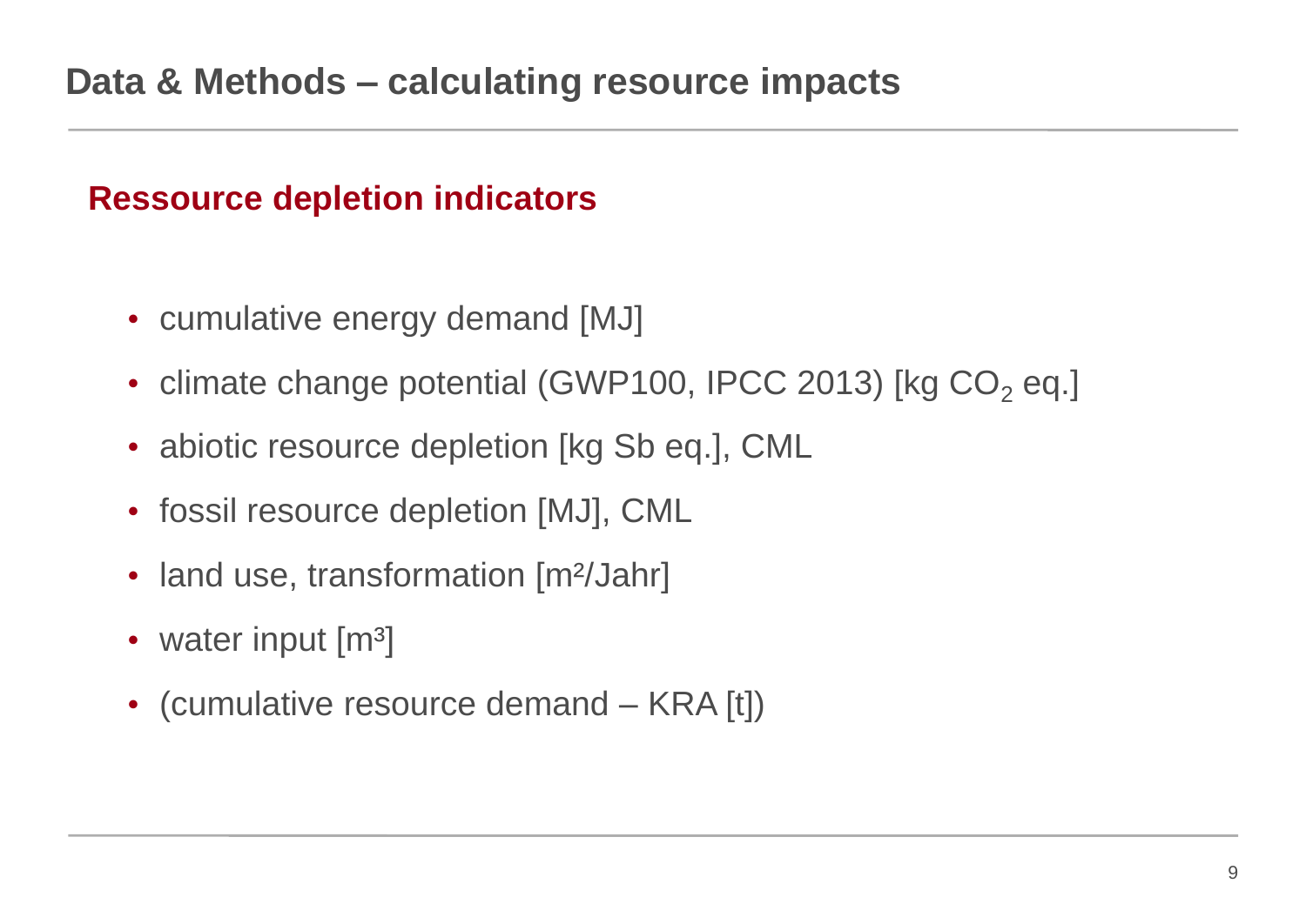# Data & Methods – calculating resource impacts

## Ressource depletion indicators

- cumulative energy demand [MJ]
- climate change potential (GWP100, IPCC 2013) [kg $CO_2$ eq.]
- abiotic resource depletion [kg Sb eq.], CML
- fossil resource depletion [MJ], CML
- land use, transformation [$m^2$/Jahr]
- water input [$m^3$]
- (cumulative resource demand – KRA [t])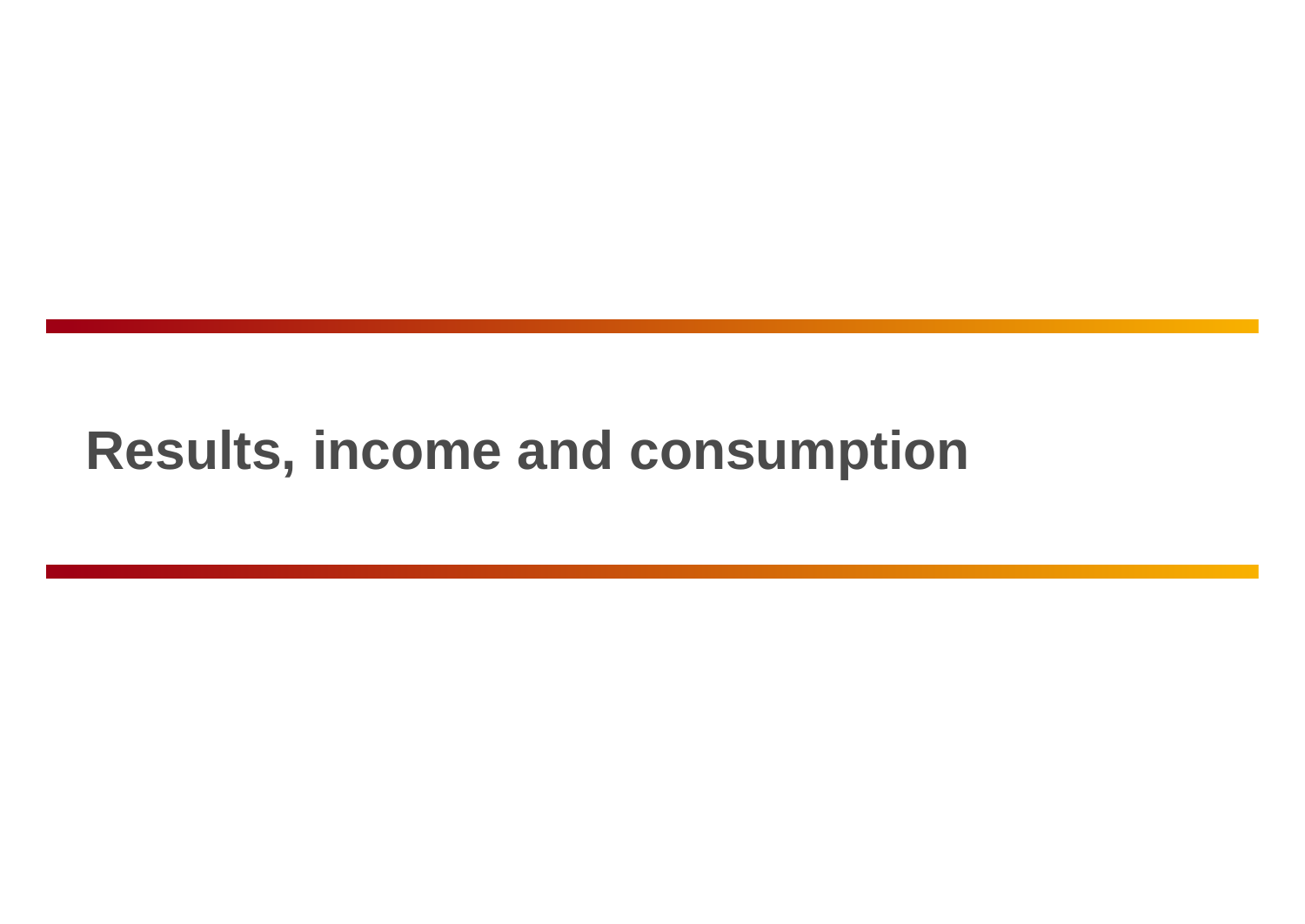# Results, income and consumption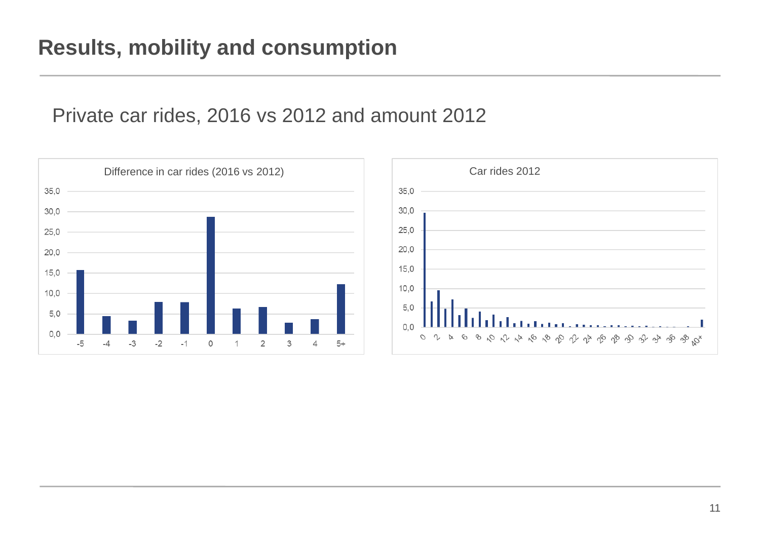# Results, mobility and consumption

Private car rides, 2016 vs 2012 and amount 2012

Difference in car rides (2016 vs 2012)

Car rides 2012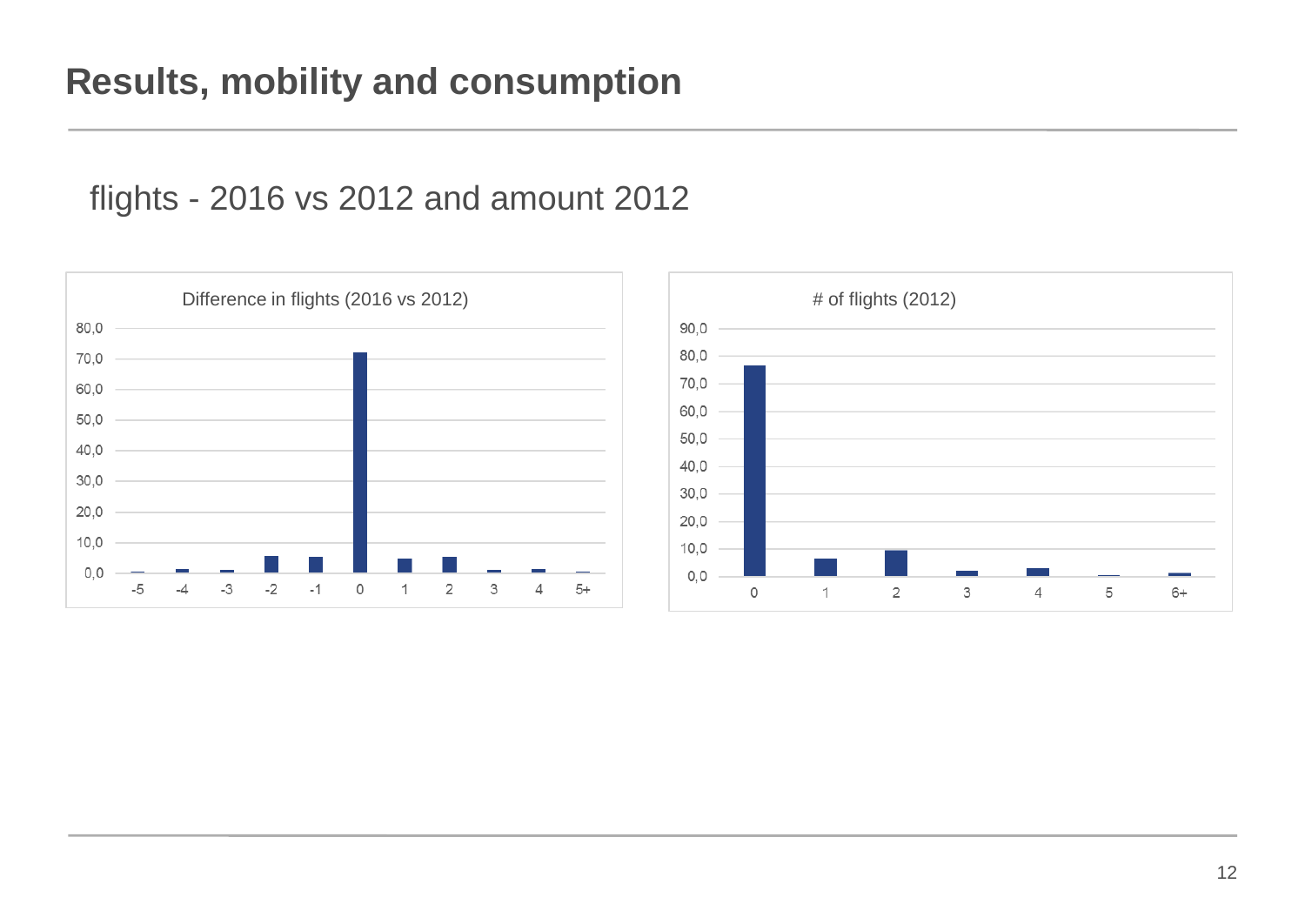# Results, mobility and consumption

## flights - 2016 vs 2012 and amount 2012

Difference in flights (2016 vs 2012)

# of flights (2012)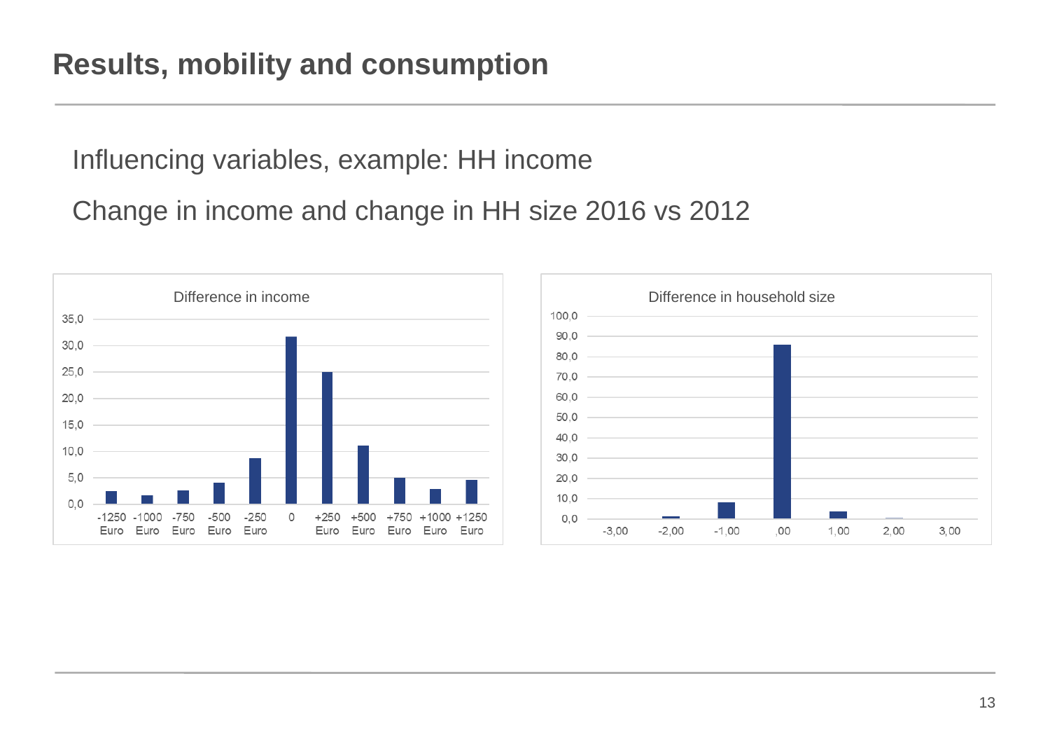# Results, mobility and consumption

Influencing variables, example: HH income

Change in income and change in HH size 2016 vs 2012

Difference in income

Difference in household size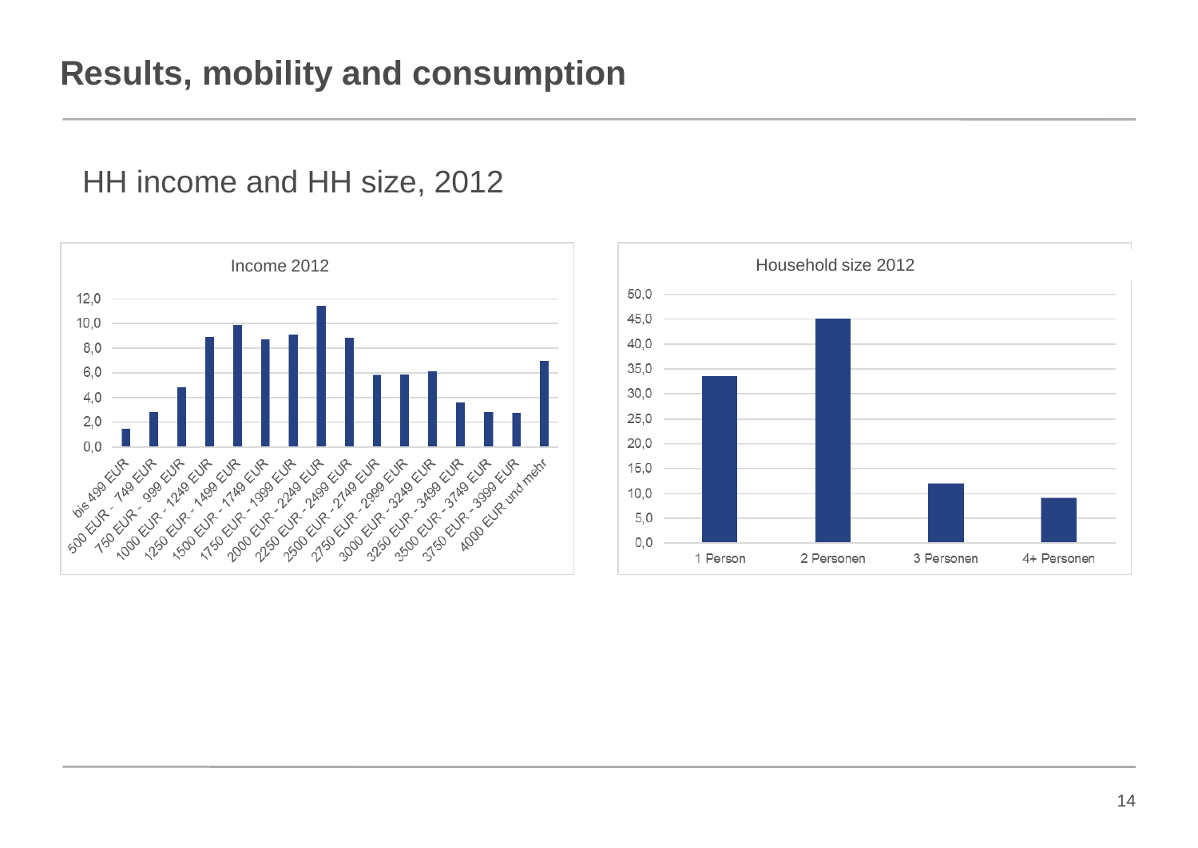# Results, mobility and consumption

## HH income and HH size, 2012

Income 2012

| Income | Value |
|---|---|
| bis 499 EUR | 1,5 |
| 500 EUR - 749 EUR | 2,8 |
| 750 EUR - 999 EUR | 4,8 |
| 1000 EUR - 1249 EUR | 8,9 |
| 1250 EUR - 1499 EUR | 9,9 |
| 1500 EUR - 1749 EUR | 8,7 |
| 1750 EUR - 1999 EUR | 9,1 |
| 2000 EUR - 2249 EUR | 11,4 |
| 2250 EUR - 2499 EUR | 8,8 |
| 2500 EUR - 2749 EUR | 5,8 |
| 2750 EUR - 2999 EUR | 5,9 |
| 3000 EUR - 3249 EUR | 6,1 |
| 3250 EUR - 3499 EUR | 3,6 |
| 3500 EUR - 3749 EUR | 2,8 |
| 3750 EUR - 3999 EUR | 2,7 |
| 4000 EUR und mehr | 6,9 |

Household size 2012

| Household size | Value |
|---|---|
| 1 Person | 33,5 |
| 2 Personen | 45,0 |
| 3 Personen | 12,0 |
| 4+ Personen | 9,0 |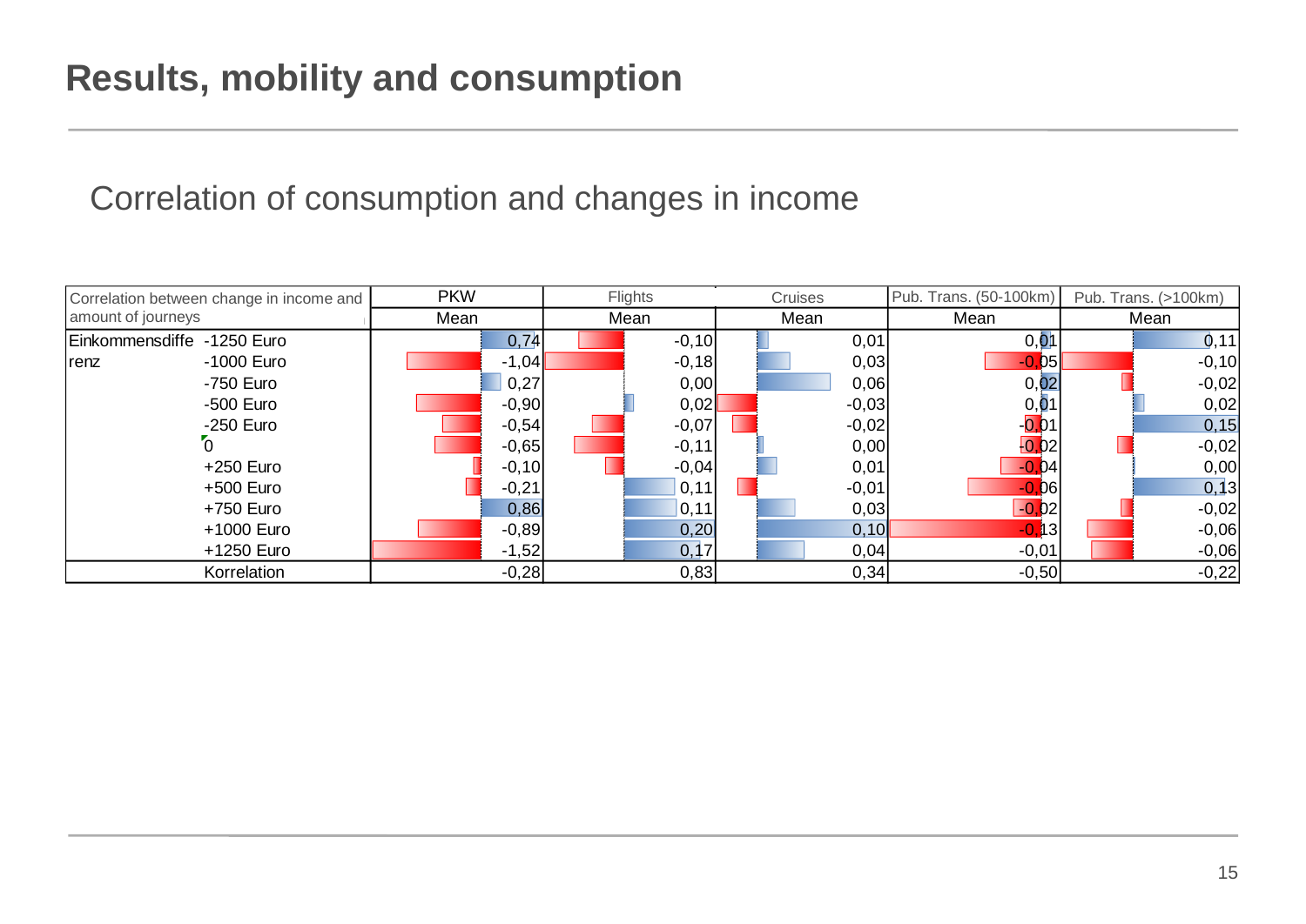# Results, mobility and consumption

## Correlation of consumption and changes in income

| Correlation between change in income and amount of journeys | | PKW | Flights | Cruises | Pub. Trans. (50-100km) | Pub. Trans. (>100km) |
|---|---|---|---|---|---|---|
| | | Mean | Mean | Mean | Mean | Mean |
| Einkommensdifferenz | -1250 Euro | 0,74 | -0,10 | 0,01 | 0,01 | 0,11 |
| | -1000 Euro | -1,04 | -0,18 | 0,03 | -0,05 | -0,10 |
| | -750 Euro | 0,27 | 0,00 | 0,06 | 0,02 | -0,02 |
| | -500 Euro | -0,90 | 0,02 | -0,03 | 0,01 | 0,02 |
| | -250 Euro | -0,54 | -0,07 | -0,02 | -0,01 | 0,15 |
| | 0 | -0,65 | -0,11 | 0,00 | -0,02 | -0,02 |
| | +250 Euro | -0,10 | -0,04 | 0,01 | -0,04 | 0,00 |
| | +500 Euro | -0,21 | 0,11 | -0,01 | -0,06 | 0,13 |
| | +750 Euro | 0,86 | 0,11 | 0,03 | -0,02 | -0,02 |
| | +1000 Euro | -0,89 | 0,20 | 0,10 | -0,13 | -0,06 |
| | +1250 Euro | -1,52 | 0,17 | 0,04 | -0,01 | -0,06 |
| | Korrelation | -0,28 | 0,83 | 0,34 | -0,50 | -0,22 |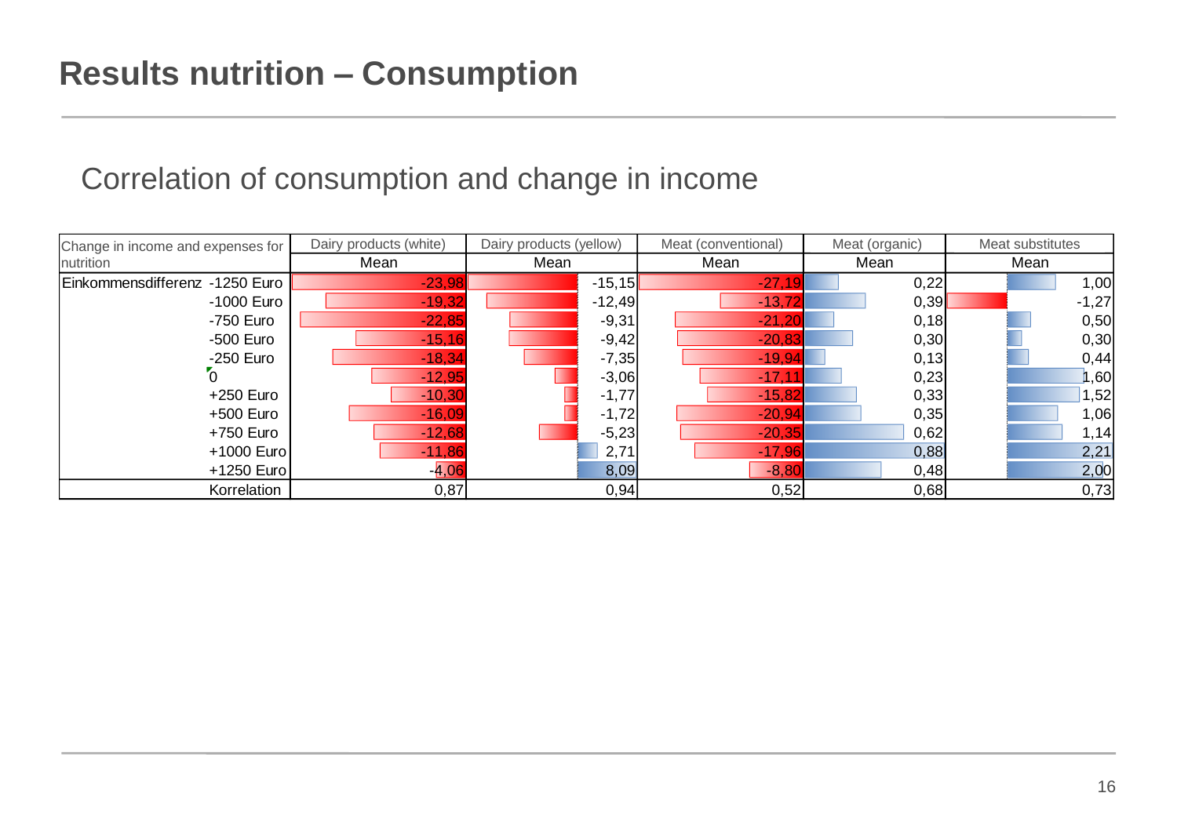# Results nutrition – Consumption

## Correlation of consumption and change in income

| Change in income and expenses for nutrition | Dairy products (white) | Dairy products (yellow) | Meat (conventional) | Meat (organic) | Meat substitutes |
|---|---|---|---|---|---|
| | Mean | Mean | Mean | Mean | Mean |
| Einkommensdifferenz -1250 Euro | -23,98 | -15,15 | -27,19 | 0,22 | 1,00 |
| -1000 Euro | -19,32 | -12,49 | -13,72 | 0,39 | -1,27 |
| -750 Euro | -22,85 | -9,31 | -21,20 | 0,18 | 0,50 |
| -500 Euro | -15,16 | -9,42 | -20,83 | 0,30 | 0,30 |
| -250 Euro | -18,34 | -7,35 | -19,94 | 0,13 | 0,44 |
| 0 | -12,95 | -3,06 | -17,11 | 0,23 | 1,60 |
| +250 Euro | -10,30 | -1,77 | -15,82 | 0,33 | 1,52 |
| +500 Euro | -16,09 | -1,72 | -20,94 | 0,35 | 1,06 |
| +750 Euro | -12,68 | -5,23 | -20,35 | 0,62 | 1,14 |
| +1000 Euro | -11,86 | 2,71 | -17,96 | 0,88 | 2,21 |
| +1250 Euro | -4,06 | 8,09 | -8,80 | 0,48 | 2,00 |
| Korrelation | 0,87 | 0,94 | 0,52 | 0,68 | 0,73 |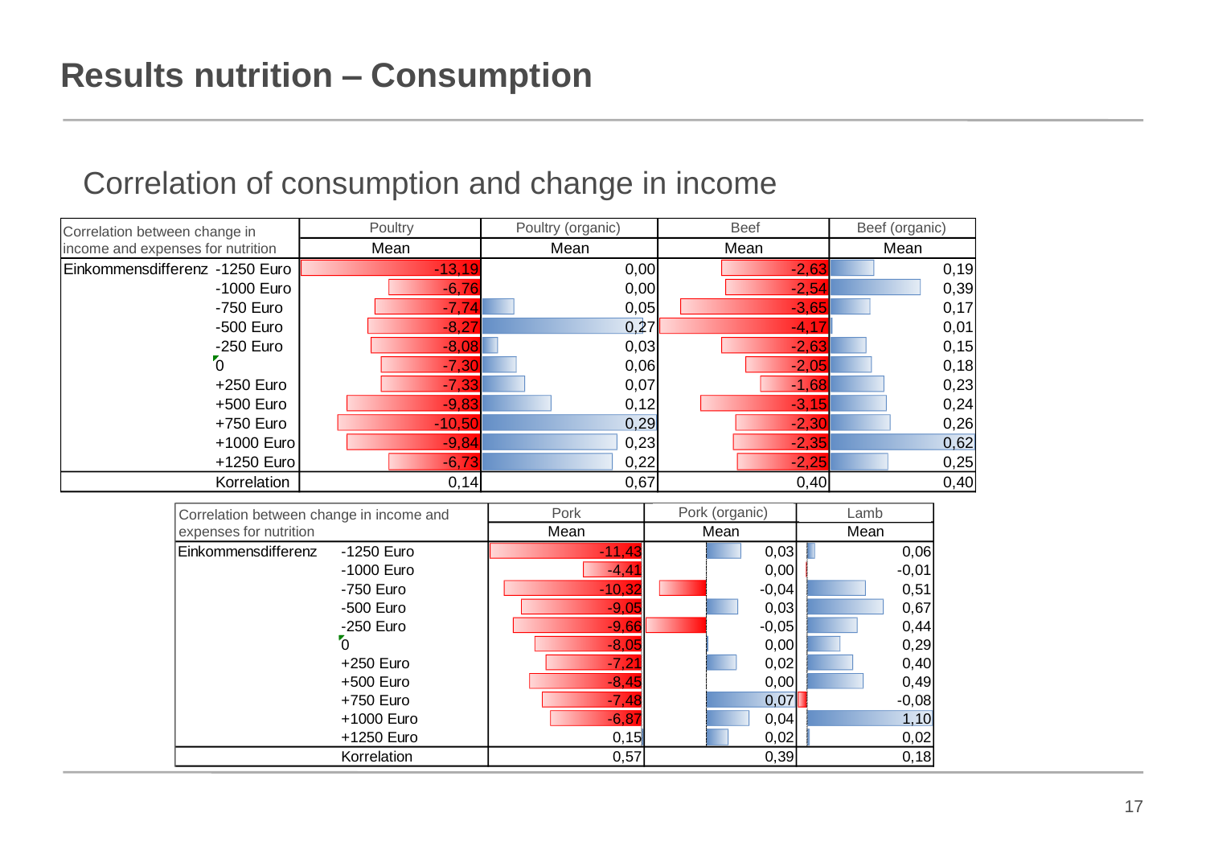# Results nutrition – Consumption

## Correlation of consumption and change in income

| Correlation between change in income and expenses for nutrition | | Poultry | Poultry (organic) | Beef | Beef (organic) |
|---|---|---|---|---|---|
| | | Mean | Mean | Mean | Mean |
| Einkommensdifferenz | -1250 Euro | -13,19 | 0,00 | -2,63 | 0,19 |
| | -1000 Euro | -6,76 | 0,00 | -2,54 | 0,39 |
| | -750 Euro | -7,74 | 0,05 | -3,65 | 0,17 |
| | -500 Euro | -8,27 | 0,27 | -4,17 | 0,01 |
| | -250 Euro | -8,08 | 0,03 | -2,63 | 0,15 |
| | 0 | -7,30 | 0,06 | -2,05 | 0,18 |
| | +250 Euro | -7,33 | 0,07 | -1,68 | 0,23 |
| | +500 Euro | -9,83 | 0,12 | -3,15 | 0,24 |
| | +750 Euro | -10,50 | 0,29 | -2,30 | 0,26 |
| | +1000 Euro | -9,84 | 0,23 | -2,35 | 0,62 |
| | +1250 Euro | -6,73 | 0,22 | -2,25 | 0,25 |
| | Korrelation | 0,14 | 0,67 | 0,40 | 0,40 |

| Correlation between change in income and expenses for nutrition | | Pork | Pork (organic) | Lamb |
|---|---|---|---|---|
| | | Mean | Mean | Mean |
| Einkommensdifferenz | -1250 Euro | -11,43 | 0,03 | 0,06 |
| | -1000 Euro | -4,41 | 0,00 | -0,01 |
| | -750 Euro | -10,32 | -0,04 | 0,51 |
| | -500 Euro | -9,05 | 0,03 | 0,67 |
| | -250 Euro | -9,66 | -0,05 | 0,44 |
| | 0 | -8,05 | 0,00 | 0,29 |
| | +250 Euro | -7,21 | 0,02 | 0,40 |
| | +500 Euro | -8,45 | 0,00 | 0,49 |
| | +750 Euro | -7,48 | 0,07 | -0,08 |
| | +1000 Euro | -6,87 | 0,04 | 1,10 |
| | +1250 Euro | 0,15 | 0,02 | 0,02 |
| | Korrelation | 0,57 | 0,39 | 0,18 |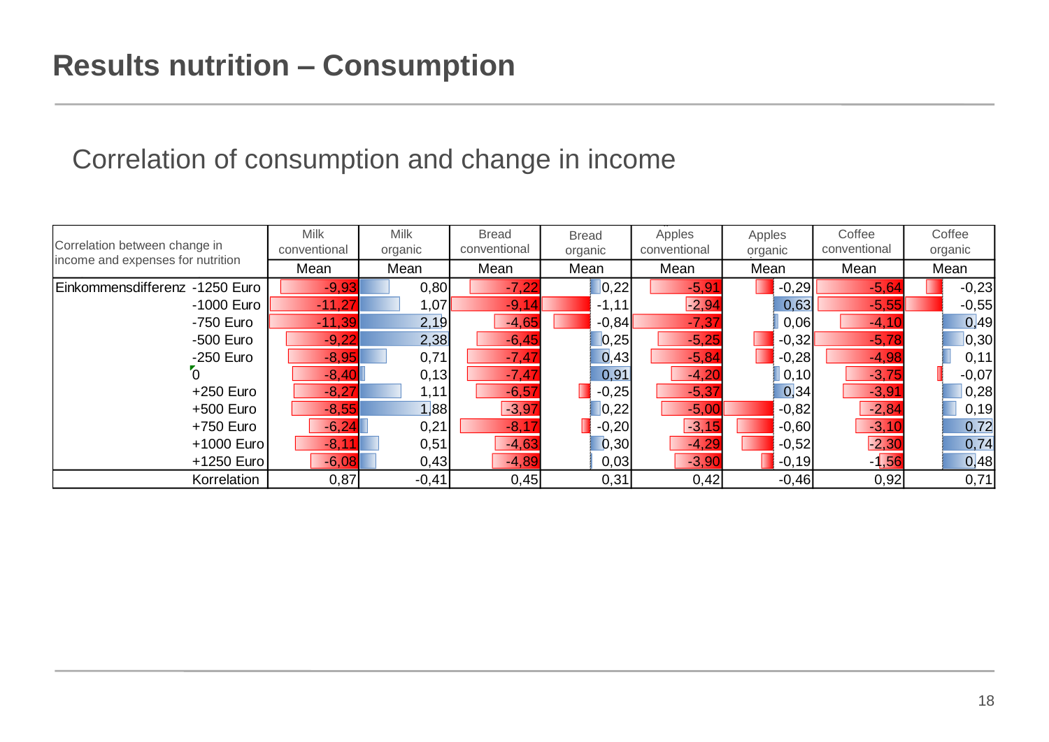# Results nutrition – Consumption

## Correlation of consumption and change in income

| Correlation between change in income and expenses for nutrition | | Milk conventional | Milk organic | Bread conventional | Bread organic | Apples conventional | Apples organic | Coffee conventional | Coffee organic |
|---|---|---|---|---|---|---|---|---|---|
| | | Mean | Mean | Mean | Mean | Mean | Mean | Mean | Mean |
| Einkommensdifferenz | -1250 Euro | -9,93 | 0,80 | -7,22 | 0,22 | -5,91 | -0,29 | -5,64 | -0,23 |
| | -1000 Euro | -11,27 | 1,07 | -9,14 | -1,11 | -2,94 | 0,63 | -5,55 | -0,55 |
| | -750 Euro | -11,39 | 2,19 | -4,65 | -0,84 | -7,37 | 0,06 | -4,10 | 0,49 |
| | -500 Euro | -9,22 | 2,38 | -6,45 | 0,25 | -5,25 | -0,32 | -5,78 | 0,30 |
| | -250 Euro | -8,95 | 0,71 | -7,47 | 0,43 | -5,84 | -0,28 | -4,98 | 0,11 |
| | 0 | -8,40 | 0,13 | -7,47 | 0,91 | -4,20 | 0,10 | -3,75 | -0,07 |
| | +250 Euro | -8,27 | 1,11 | -6,57 | -0,25 | -5,37 | 0,34 | -3,91 | 0,28 |
| | +500 Euro | -8,55 | 1,88 | -3,97 | 0,22 | -5,00 | -0,82 | -2,84 | 0,19 |
| | +750 Euro | -6,24 | 0,21 | -8,17 | -0,20 | -3,15 | -0,60 | -3,10 | 0,72 |
| | +1000 Euro | -8,11 | 0,51 | -4,63 | 0,30 | -4,29 | -0,52 | -2,30 | 0,74 |
| | +1250 Euro | -6,08 | 0,43 | -4,89 | 0,03 | -3,90 | -0,19 | -1,56 | 0,48 |
| | Korrelation | 0,87 | -0,41 | 0,45 | 0,31 | 0,42 | -0,46 | 0,92 | 0,71 |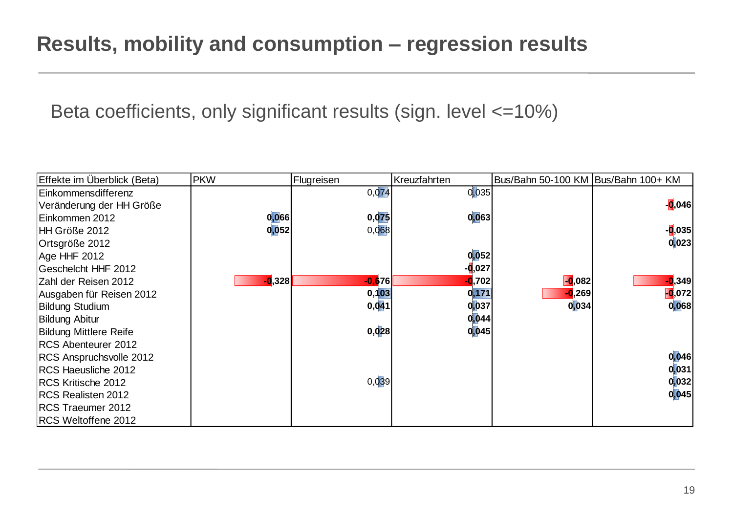# Results, mobility and consumption – regression results

Beta coefficients, only significant results (sign. level <=10%)

| Effekte im Überblick (Beta) | PKW | Flugreisen | Kreuzfahrten | Bus/Bahn 50-100 KM | Bus/Bahn 100+ KM |
|---|---|---|---|---|---|
| Einkommensdifferenz | | 0,074 | 0,035 | | |
| Veränderung der HH Größe | | | | | **-0,046** |
| Einkommen 2012 | **0,066** | **0,075** | **0,063** | | |
| HH Größe 2012 | **0,052** | 0,068 | | | **-0,035** |
| Ortsgröße 2012 | | | | | **0,023** |
| Age HHF 2012 | | | **0,052** | | |
| Geschelcht HHF 2012 | | | **-0,027** | | |
| Zahl der Reisen 2012 | **-0,328** | **-0,676** | **-0,702** | **-0,082** | **-0,349** |
| Ausgaben für Reisen 2012 | | **0,103** | **0,171** | **-0,269** | **-0,072** |
| Bildung Studium | | **0,041** | **0,037** | **0,034** | **0,068** |
| Bildung Abitur | | | **0,044** | | |
| Bildung Mittlere Reife | | **0,028** | **0,045** | | |
| RCS Abenteurer 2012 | | | | | |
| RCS Anspruchsvolle 2012 | | | | | **0,046** |
| RCS Haeusliche 2012 | | | | | **0,031** |
| RCS Kritische 2012 | | 0,039 | | | **0,032** |
| RCS Realisten 2012 | | | | | **0,045** |
| RCS Traeumer 2012 | | | | | |
| RCS Weltoffene 2012 | | | | | |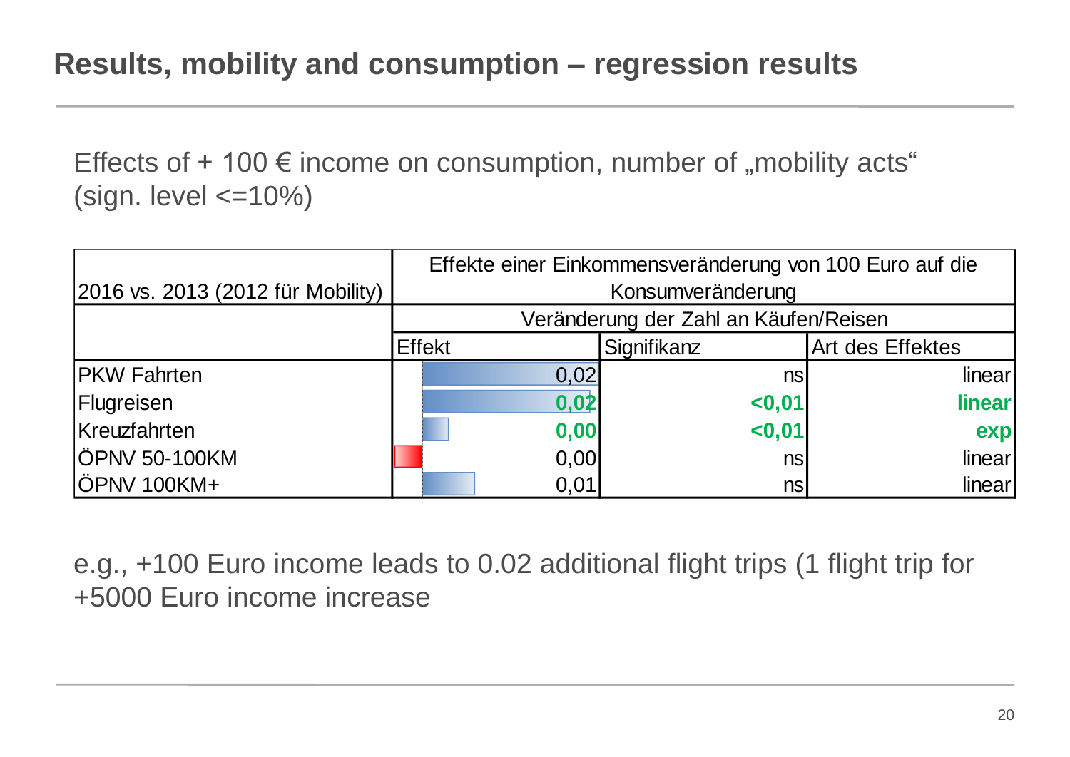# Results, mobility and consumption – regression results

Effects of + 100 € income on consumption, number of „mobility acts" (sign. level <=10%)

| 2016 vs. 2013 (2012 für Mobility) | Effekte einer Einkommensveränderung von 100 Euro auf die Konsumveränderung | | |
|---|---|---|---|
| | Veränderung der Zahl an Käufen/Reisen | | |
| | Effekt | Signifikanz | Art des Effektes |
| PKW Fahrten | 0,02 | ns | linear |
| Flugreisen | **0,02** | **<0,01** | **linear** |
| Kreuzfahrten | **0,00** | **<0,01** | **exp** |
| ÖPNV 50-100KM | 0,00 | ns | linear |
| ÖPNV 100KM+ | 0,01 | ns | linear |

e.g., +100 Euro income leads to 0.02 additional flight trips (1 flight trip for +5000 Euro income increase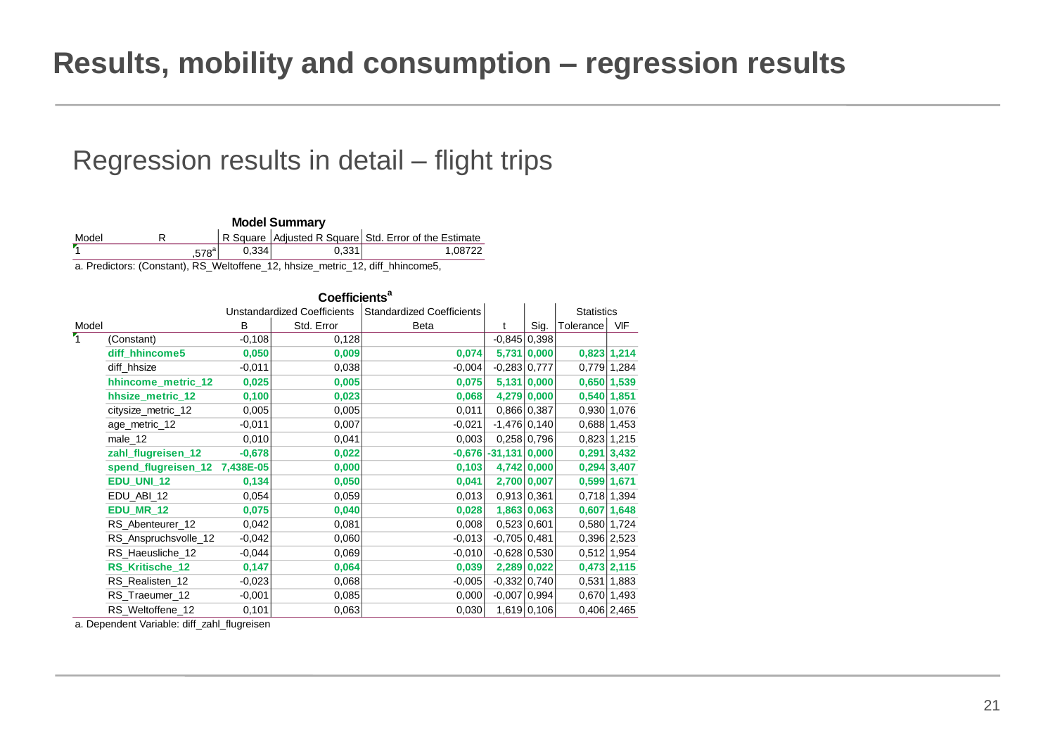# Results, mobility and consumption – regression results

## Regression results in detail – flight trips

**Model Summary**

| Model | R | R Square | Adjusted R Square | Std. Error of the Estimate |
|---|---|---|---|---|
| 1 | ,578[a] | 0,334 | 0,331 | 1,08722 |

a. Predictors: (Constant), RS_Weltoffene_12, hhsize_metric_12, diff_hhincome5,

**Coefficients[a]**

| Model | | Unstandardized Coefficients | | Standardized Coefficients | | | Statistics | |
|---|---|---|---|---|---|---|---|---|
| | | B | Std. Error | Beta | t | Sig. | Tolerance | VIF |
| 1 | (Constant) | -0,108 | 0,128 | | -0,845 | 0,398 | | |
| | **diff_hhincome5** | **0,050** | **0,009** | **0,074** | **5,731** | **0,000** | **0,823** | **1,214** |
| | diff_hhsize | -0,011 | 0,038 | -0,004 | -0,283 | 0,777 | 0,779 | 1,284 |
| | **hhincome_metric_12** | **0,025** | **0,005** | **0,075** | **5,131** | **0,000** | **0,650** | **1,539** |
| | **hhsize_metric_12** | **0,100** | **0,023** | **0,068** | **4,279** | **0,000** | **0,540** | **1,851** |
| | citysize_metric_12 | 0,005 | 0,005 | 0,011 | 0,866 | 0,387 | 0,930 | 1,076 |
| | age_metric_12 | -0,011 | 0,007 | -0,021 | -1,476 | 0,140 | 0,688 | 1,453 |
| | male_12 | 0,010 | 0,041 | 0,003 | 0,258 | 0,796 | 0,823 | 1,215 |
| | **zahl_flugreisen_12** | **-0,678** | **0,022** | **-0,676** | **-31,131** | **0,000** | **0,291** | **3,432** |
| | **spend_flugreisen_12** | **7,438E-05** | **0,000** | **0,103** | **4,742** | **0,000** | **0,294** | **3,407** |
| | **EDU_UNI_12** | **0,134** | **0,050** | **0,041** | **2,700** | **0,007** | **0,599** | **1,671** |
| | EDU_ABI_12 | 0,054 | 0,059 | 0,013 | 0,913 | 0,361 | 0,718 | 1,394 |
| | **EDU_MR_12** | **0,075** | **0,040** | **0,028** | **1,863** | **0,063** | **0,607** | **1,648** |
| | RS_Abenteurer_12 | 0,042 | 0,081 | 0,008 | 0,523 | 0,601 | 0,580 | 1,724 |
| | RS_Anspruchsvolle_12 | -0,042 | 0,060 | -0,013 | -0,705 | 0,481 | 0,396 | 2,523 |
| | RS_Haeusliche_12 | -0,044 | 0,069 | -0,010 | -0,628 | 0,530 | 0,512 | 1,954 |
| | **RS_Kritische_12** | **0,147** | **0,064** | **0,039** | **2,289** | **0,022** | **0,473** | **2,115** |
| | RS_Realisten_12 | -0,023 | 0,068 | -0,005 | -0,332 | 0,740 | 0,531 | 1,883 |
| | RS_Traeumer_12 | -0,001 | 0,085 | 0,000 | -0,007 | 0,994 | 0,670 | 1,493 |
| | RS_Weltoffene_12 | 0,101 | 0,063 | 0,030 | 1,619 | 0,106 | 0,406 | 2,465 |

a. Dependent Variable: diff_zahl_flugreisen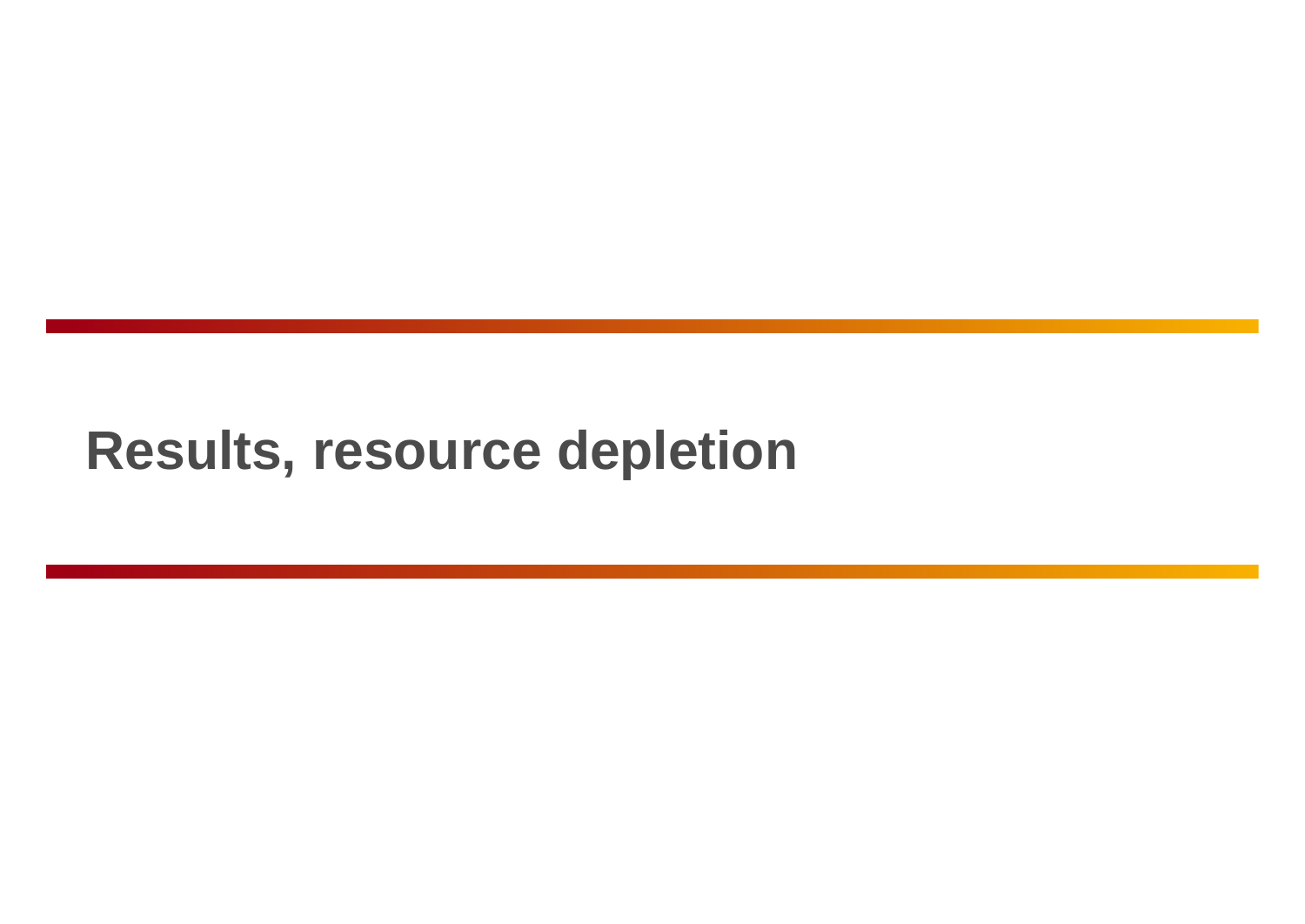# Results, resource depletion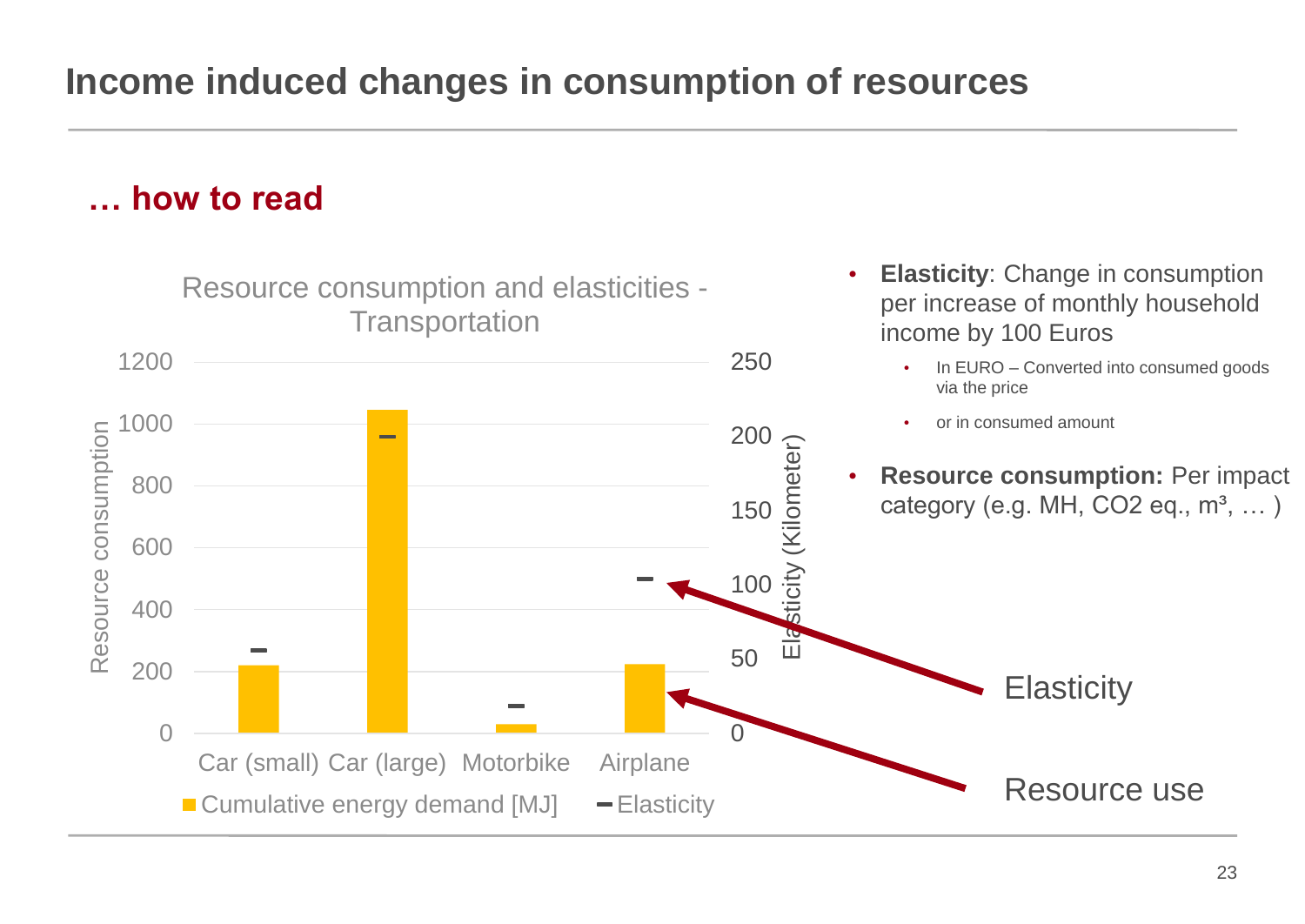# Income induced changes in consumption of resources

## … how to read

**Resource consumption and elasticities - Transportation**

Resource consumption (left axis: 0–1200); Elasticity (Kilometer) (right axis: 0–250)

Car (small) | Car (large) | Motorbike | Airplane

Cumulative energy demand [MJ] — Elasticity

Elasticity

Resource use

- **Elasticity**: Change in consumption per increase of monthly household income by 100 Euros
  - In EURO – Converted into consumed goods via the price
  - or in consumed amount
- **Resource consumption:** Per impact category (e.g. MH, $CO_2$ eq., m³, … )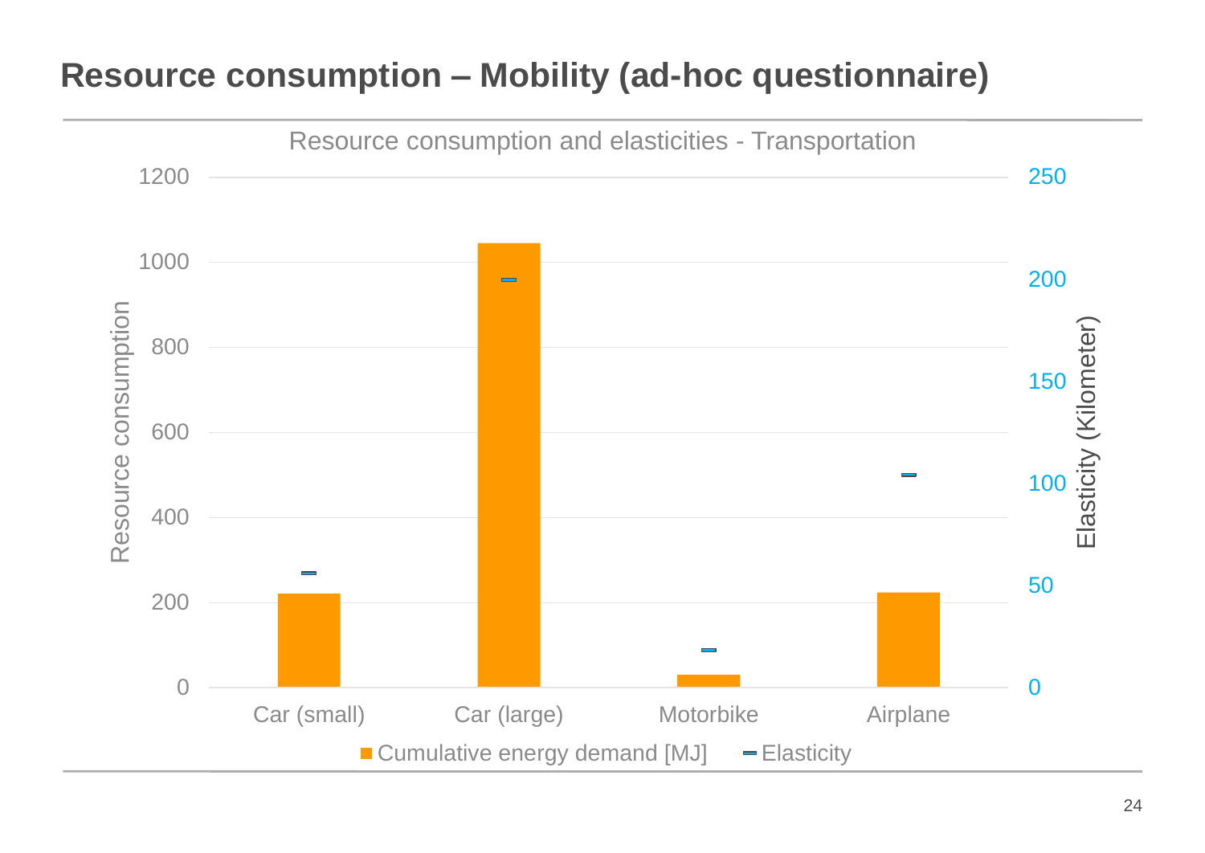# Resource consumption – Mobility (ad-hoc questionnaire)

Resource consumption and elasticities - Transportation

Resource consumption

Elasticity (Kilometer)

Car (small) | Car (large) | Motorbike | Airplane

Cumulative energy demand [MJ] | Elasticity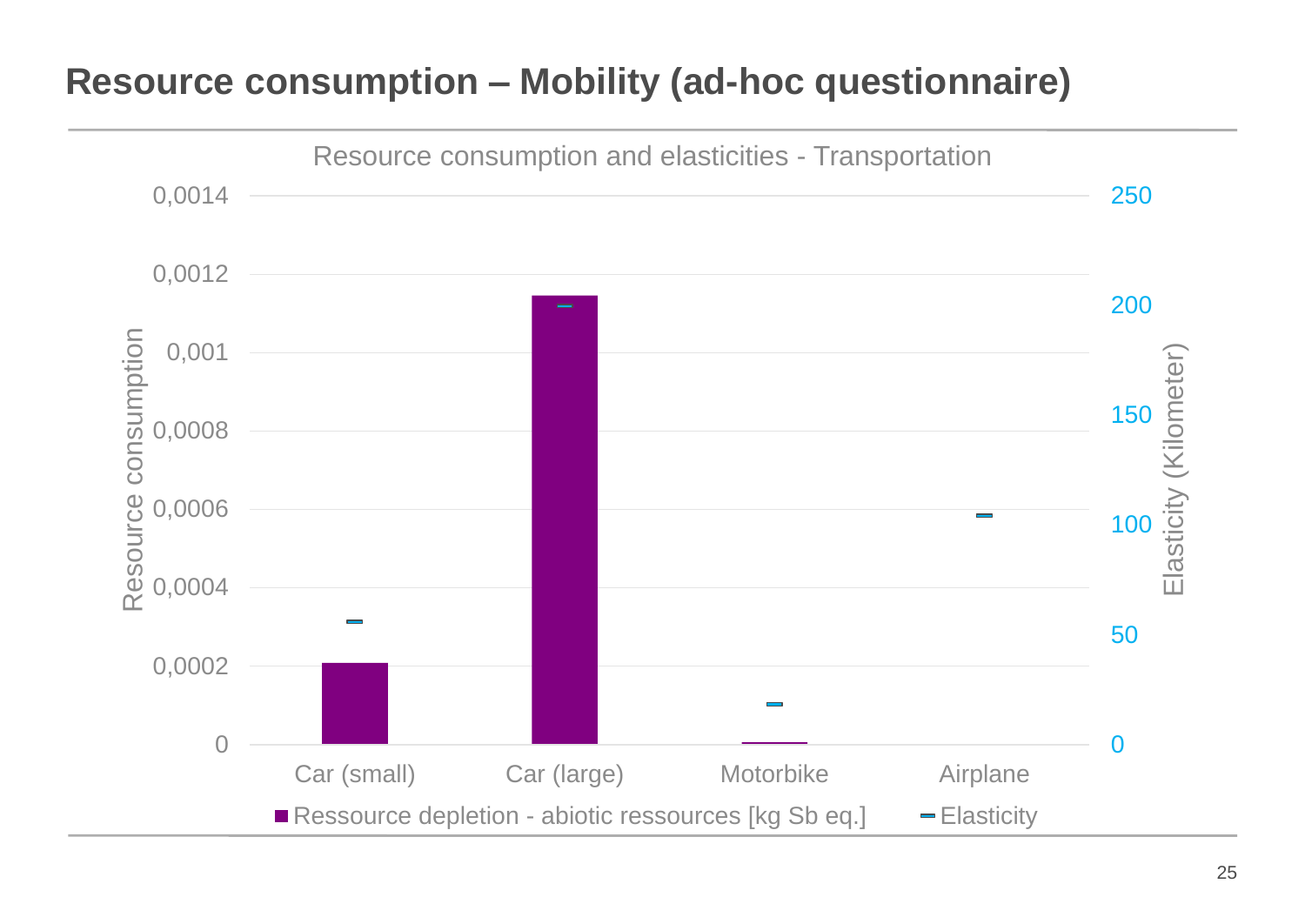# Resource consumption – Mobility (ad-hoc questionnaire)

Resource consumption and elasticities - Transportation

| | Ressource depletion - abiotic ressources [kg Sb eq.] | Elasticity (Kilometer) |
|---|---|---|
| Car (small) | ~0,00021 | ~56 |
| Car (large) | ~0,00115 | ~200 |
| Motorbike | ~0,000005 | ~18 |
| Airplane | ~0 | ~104 |

Left axis: Resource consumption (0 – 0,0014); right axis: Elasticity (Kilometer) (0 – 250).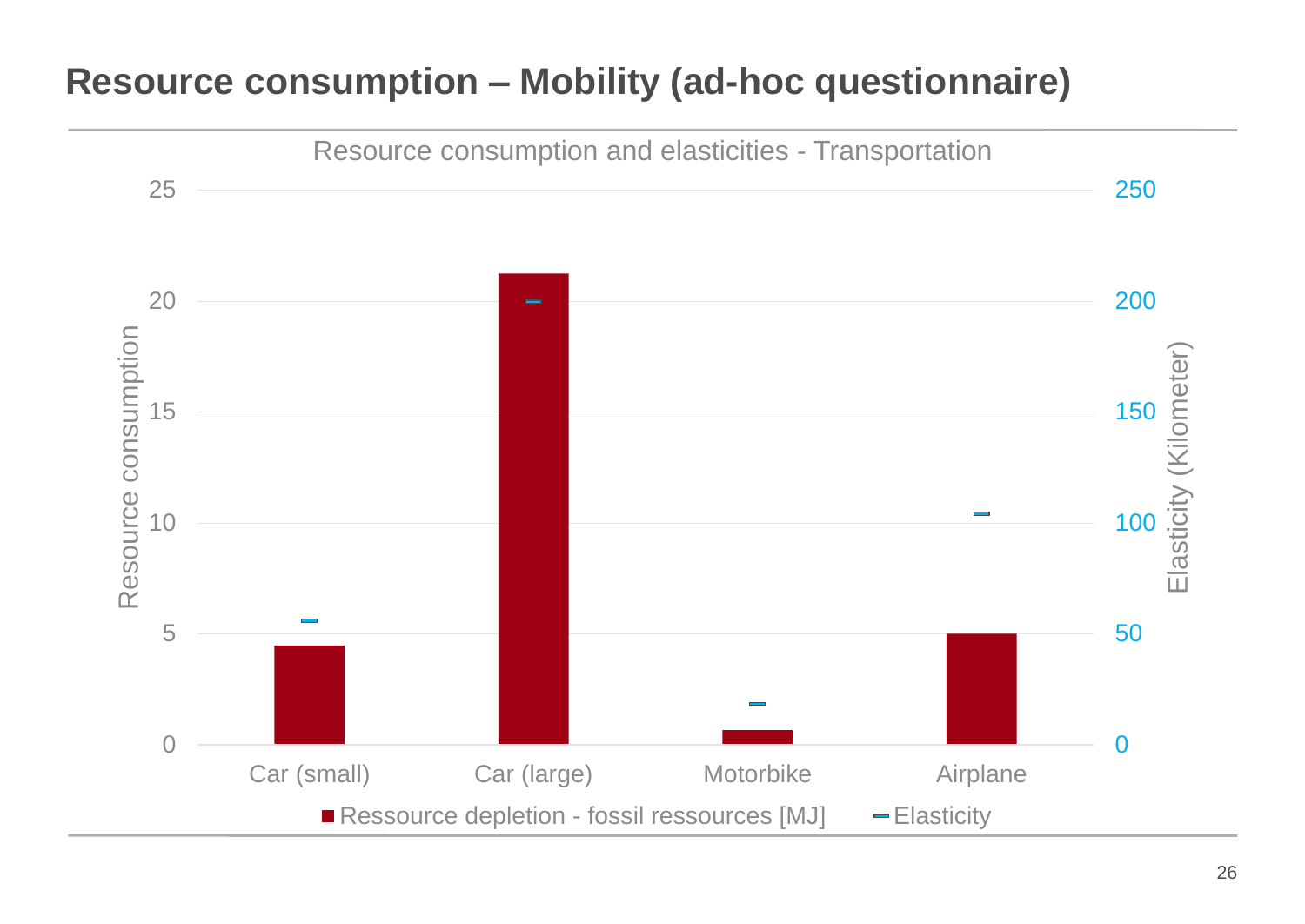# Resource consumption – Mobility (ad-hoc questionnaire)

Resource consumption and elasticities - Transportation

Resource consumption: 0, 5, 10, 15, 20, 25

Elasticity (Kilometer): 0, 50, 100, 150, 200, 250

Car (small) | Car (large) | Motorbike | Airplane

■ Ressource depletion - fossil ressources [MJ]   ▬ Elasticity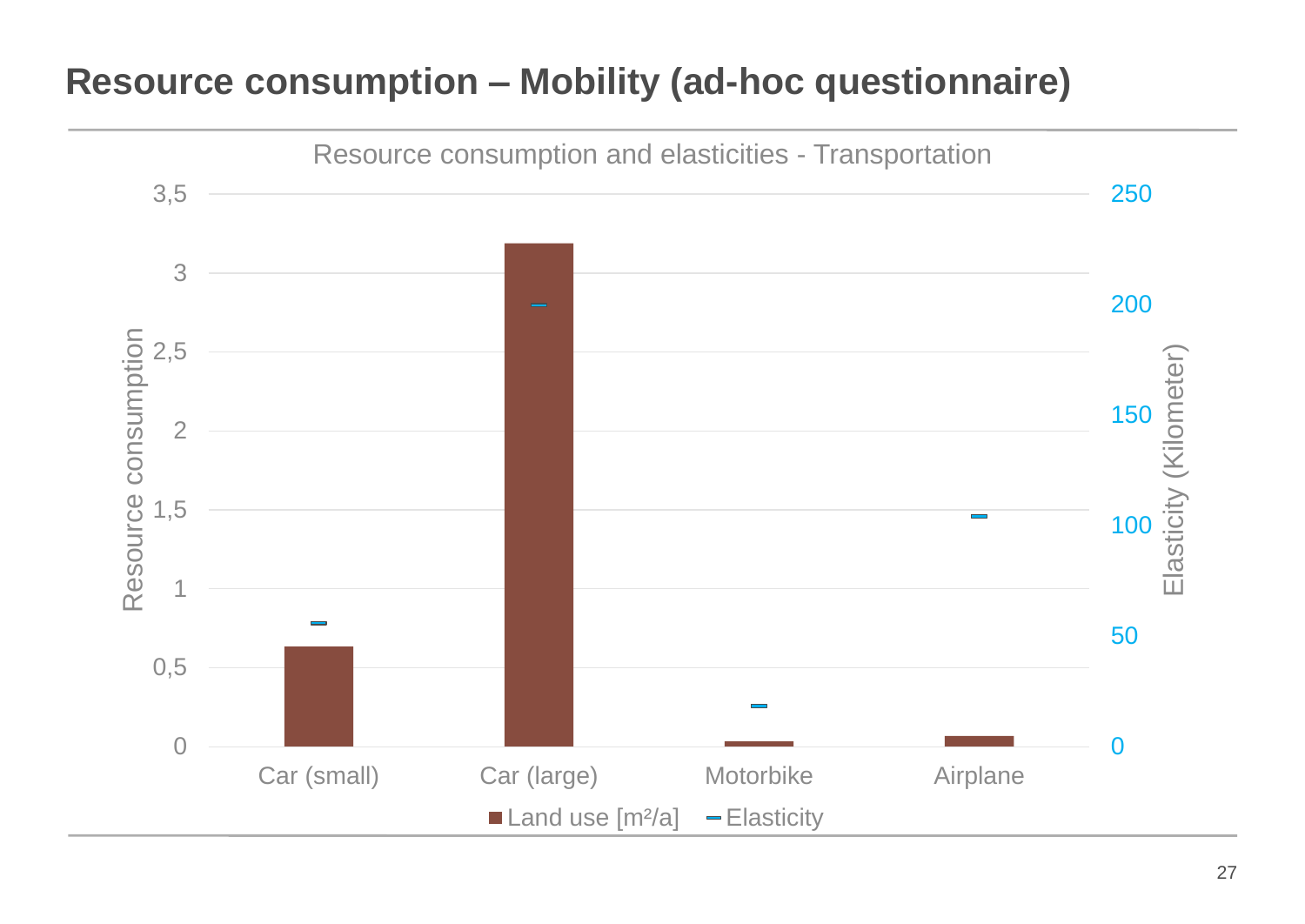# Resource consumption – Mobility (ad-hoc questionnaire)

Resource consumption and elasticities - Transportation

Resource consumption | Elasticity (Kilometer)

Car (small) | Car (large) | Motorbike | Airplane

Land use [m²/a] | Elasticity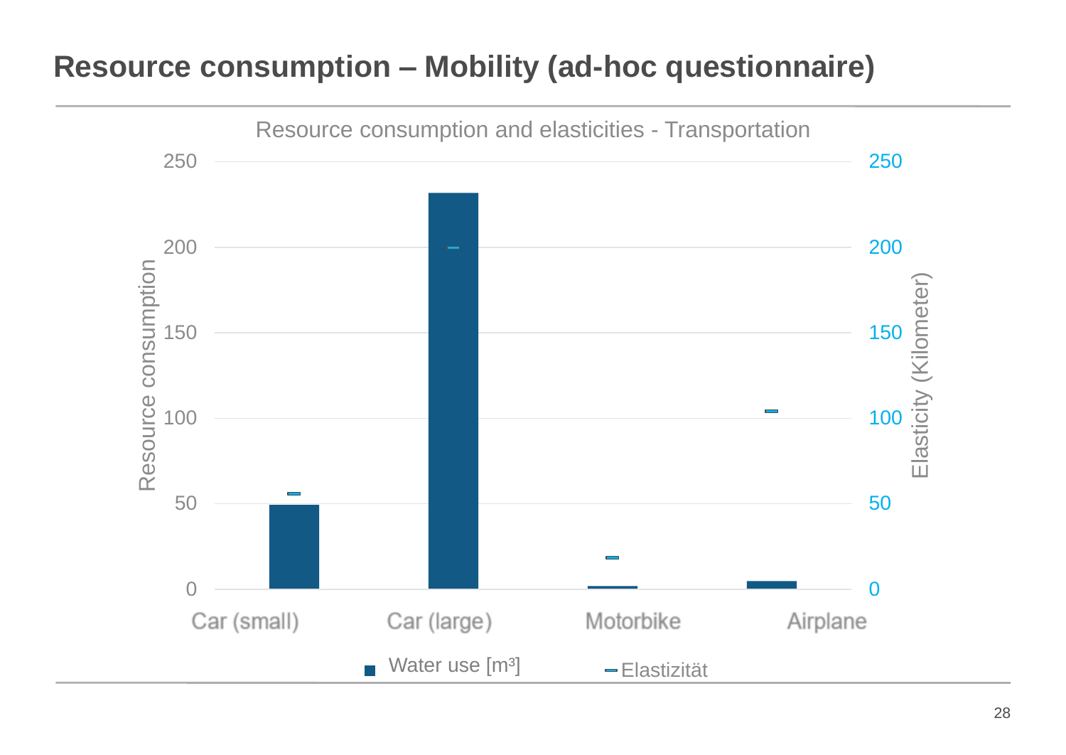# Resource consumption – Mobility (ad-hoc questionnaire)

Resource consumption and elasticities - Transportation

Resource consumption: 0, 50, 100, 150, 200, 250

Elasticity (Kilometer): 0, 50, 100, 150, 200, 250

Car (small), Car (large), Motorbike, Airplane

Water use [m³]    Elastizität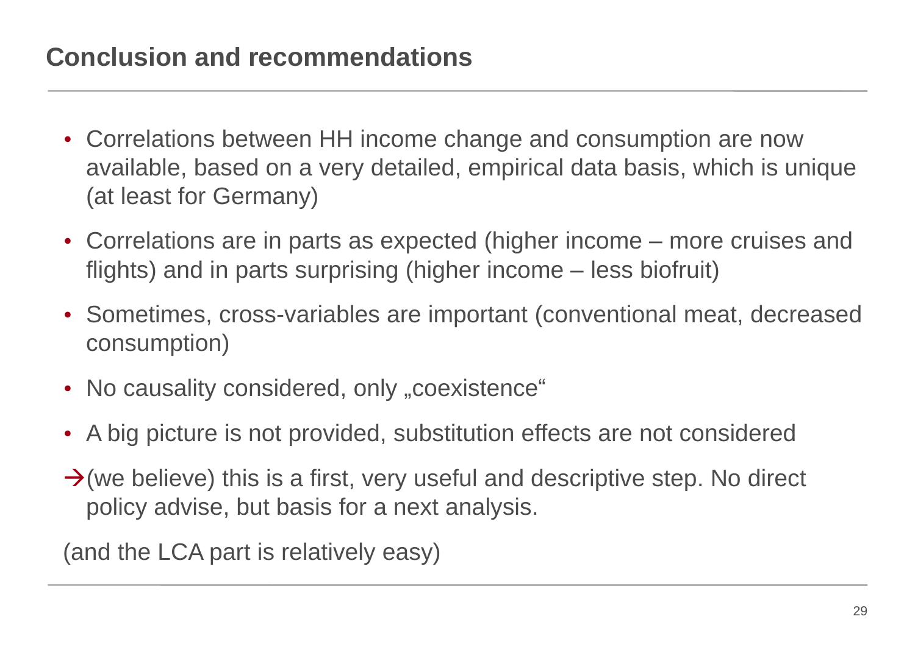## Conclusion and recommendations

- Correlations between HH income change and consumption are now available, based on a very detailed, empirical data basis, which is unique (at least for Germany)
- Correlations are in parts as expected (higher income – more cruises and flights) and in parts surprising (higher income – less biofruit)
- Sometimes, cross-variables are important (conventional meat, decreased consumption)
- No causality considered, only „coexistence“
- A big picture is not provided, substitution effects are not considered

→(we believe) this is a first, very useful and descriptive step. No direct policy advise, but basis for a next analysis.

(and the LCA part is relatively easy)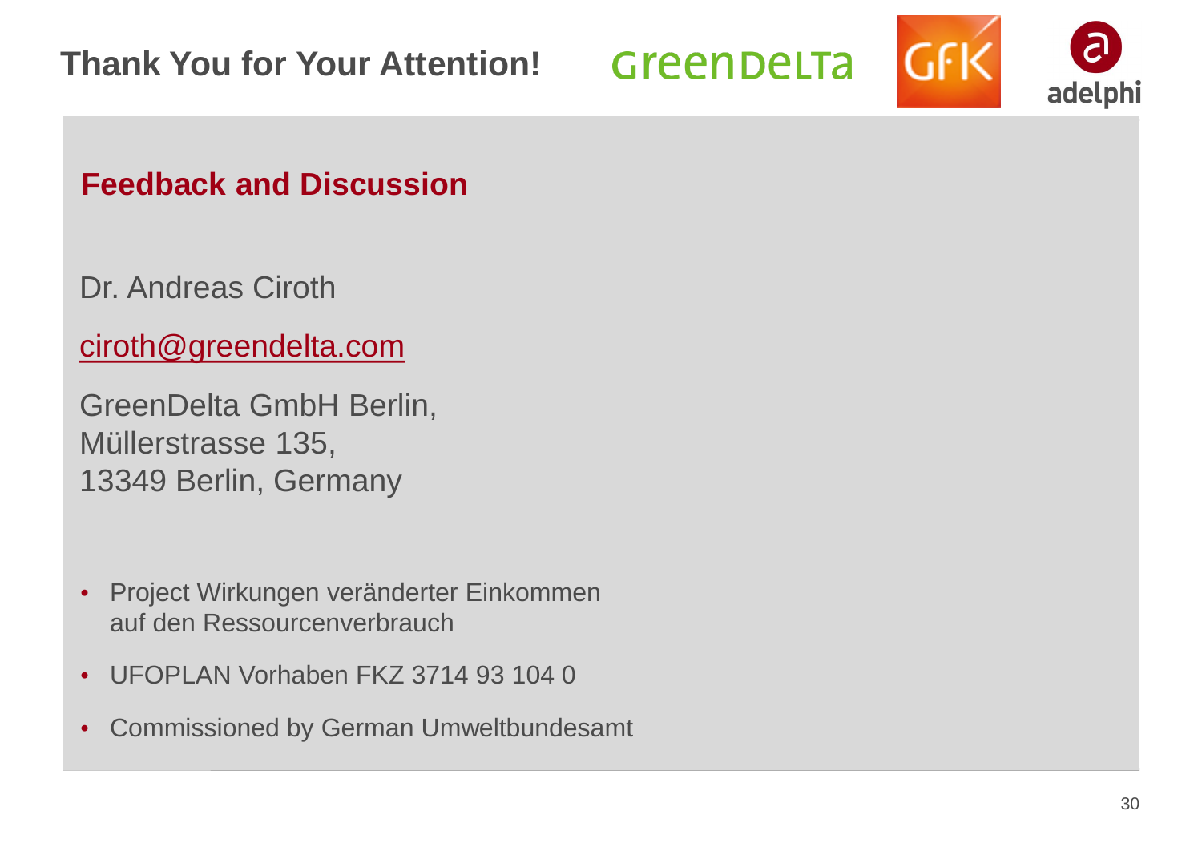# Thank You for Your Attention!

GreenDelta GfK adelphi

## Feedback and Discussion

Dr. Andreas Ciroth

ciroth@greendelta.com

GreenDelta GmbH Berlin,
Müllerstrasse 135,
13349 Berlin, Germany

- Project Wirkungen veränderter Einkommen auf den Ressourcenverbrauch
- UFOPLAN Vorhaben FKZ 3714 93 104 0
- Commissioned by German Umweltbundesamt